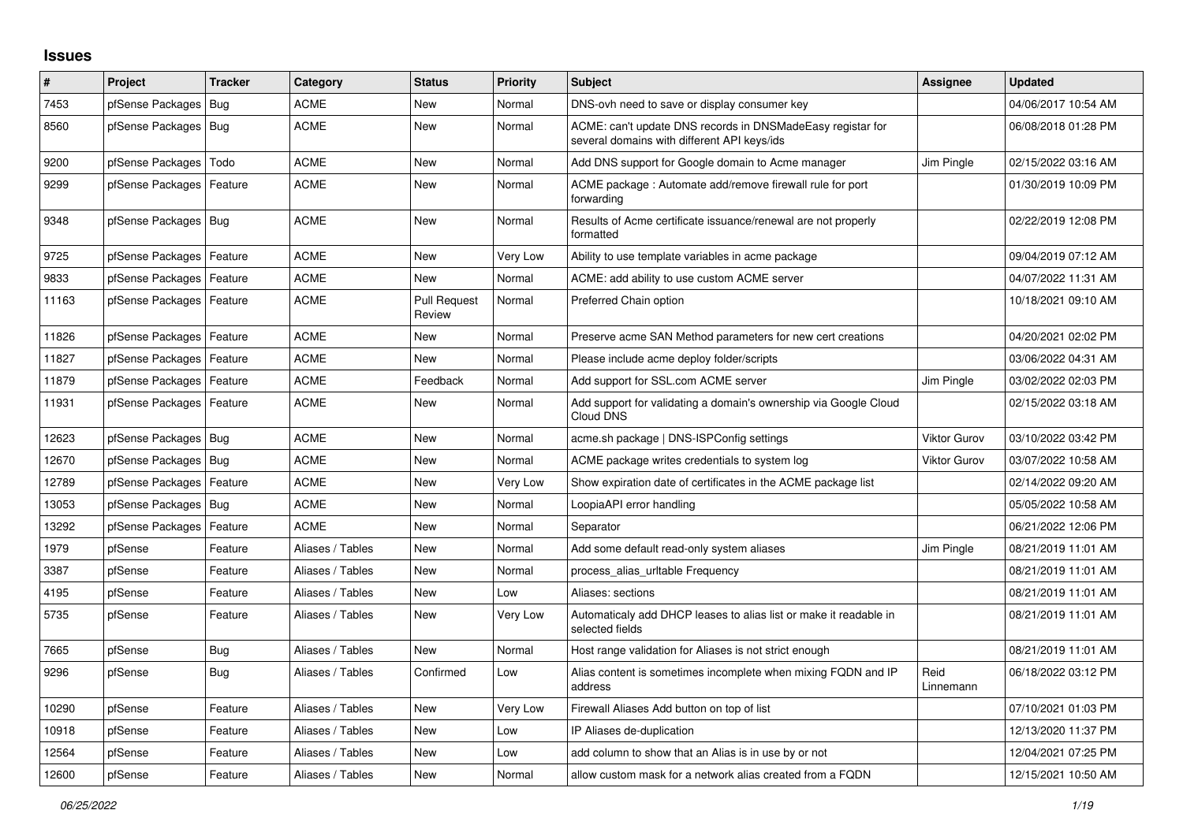## Issues

| # | Project | Tracker | Category | Status | Priority | Subject | Assignee | Updated |
|---|---|---|---|---|---|---|---|---|
| 7453 | pfSense Packages | Bug | ACME | New | Normal | DNS-ovh need to save or display consumer key | | 04/06/2017 10:54 AM |
| 8560 | pfSense Packages | Bug | ACME | New | Normal | ACME: can't update DNS records in DNSMadeEasy registar for several domains with different API keys/ids | | 06/08/2018 01:28 PM |
| 9200 | pfSense Packages | Todo | ACME | New | Normal | Add DNS support for Google domain to Acme manager | Jim Pingle | 02/15/2022 03:16 AM |
| 9299 | pfSense Packages | Feature | ACME | New | Normal | ACME package : Automate add/remove firewall rule for port forwarding | | 01/30/2019 10:09 PM |
| 9348 | pfSense Packages | Bug | ACME | New | Normal | Results of Acme certificate issuance/renewal are not properly formatted | | 02/22/2019 12:08 PM |
| 9725 | pfSense Packages | Feature | ACME | New | Very Low | Ability to use template variables in acme package | | 09/04/2019 07:12 AM |
| 9833 | pfSense Packages | Feature | ACME | New | Normal | ACME: add ability to use custom ACME server | | 04/07/2022 11:31 AM |
| 11163 | pfSense Packages | Feature | ACME | Pull Request Review | Normal | Preferred Chain option | | 10/18/2021 09:10 AM |
| 11826 | pfSense Packages | Feature | ACME | New | Normal | Preserve acme SAN Method parameters for new cert creations | | 04/20/2021 02:02 PM |
| 11827 | pfSense Packages | Feature | ACME | New | Normal | Please include acme deploy folder/scripts | | 03/06/2022 04:31 AM |
| 11879 | pfSense Packages | Feature | ACME | Feedback | Normal | Add support for SSL.com ACME server | Jim Pingle | 03/02/2022 02:03 PM |
| 11931 | pfSense Packages | Feature | ACME | New | Normal | Add support for validating a domain's ownership via Google Cloud Cloud DNS | | 02/15/2022 03:18 AM |
| 12623 | pfSense Packages | Bug | ACME | New | Normal | acme.sh package \| DNS-ISPConfig settings | Viktor Gurov | 03/10/2022 03:42 PM |
| 12670 | pfSense Packages | Bug | ACME | New | Normal | ACME package writes credentials to system log | Viktor Gurov | 03/07/2022 10:58 AM |
| 12789 | pfSense Packages | Feature | ACME | New | Very Low | Show expiration date of certificates in the ACME package list | | 02/14/2022 09:20 AM |
| 13053 | pfSense Packages | Bug | ACME | New | Normal | LoopiaAPI error handling | | 05/05/2022 10:58 AM |
| 13292 | pfSense Packages | Feature | ACME | New | Normal | Separator | | 06/21/2022 12:06 PM |
| 1979 | pfSense | Feature | Aliases / Tables | New | Normal | Add some default read-only system aliases | Jim Pingle | 08/21/2019 11:01 AM |
| 3387 | pfSense | Feature | Aliases / Tables | New | Normal | process_alias_urltable Frequency | | 08/21/2019 11:01 AM |
| 4195 | pfSense | Feature | Aliases / Tables | New | Low | Aliases: sections | | 08/21/2019 11:01 AM |
| 5735 | pfSense | Feature | Aliases / Tables | New | Very Low | Automaticaly add DHCP leases to alias list or make it readable in selected fields | | 08/21/2019 11:01 AM |
| 7665 | pfSense | Bug | Aliases / Tables | New | Normal | Host range validation for Aliases is not strict enough | | 08/21/2019 11:01 AM |
| 9296 | pfSense | Bug | Aliases / Tables | Confirmed | Low | Alias content is sometimes incomplete when mixing FQDN and IP address | Reid Linnemann | 06/18/2022 03:12 PM |
| 10290 | pfSense | Feature | Aliases / Tables | New | Very Low | Firewall Aliases Add button on top of list | | 07/10/2021 01:03 PM |
| 10918 | pfSense | Feature | Aliases / Tables | New | Low | IP Aliases de-duplication | | 12/13/2020 11:37 PM |
| 12564 | pfSense | Feature | Aliases / Tables | New | Low | add column to show that an Alias is in use by or not | | 12/04/2021 07:25 PM |
| 12600 | pfSense | Feature | Aliases / Tables | New | Normal | allow custom mask for a network alias created from a FQDN | | 12/15/2021 10:50 AM |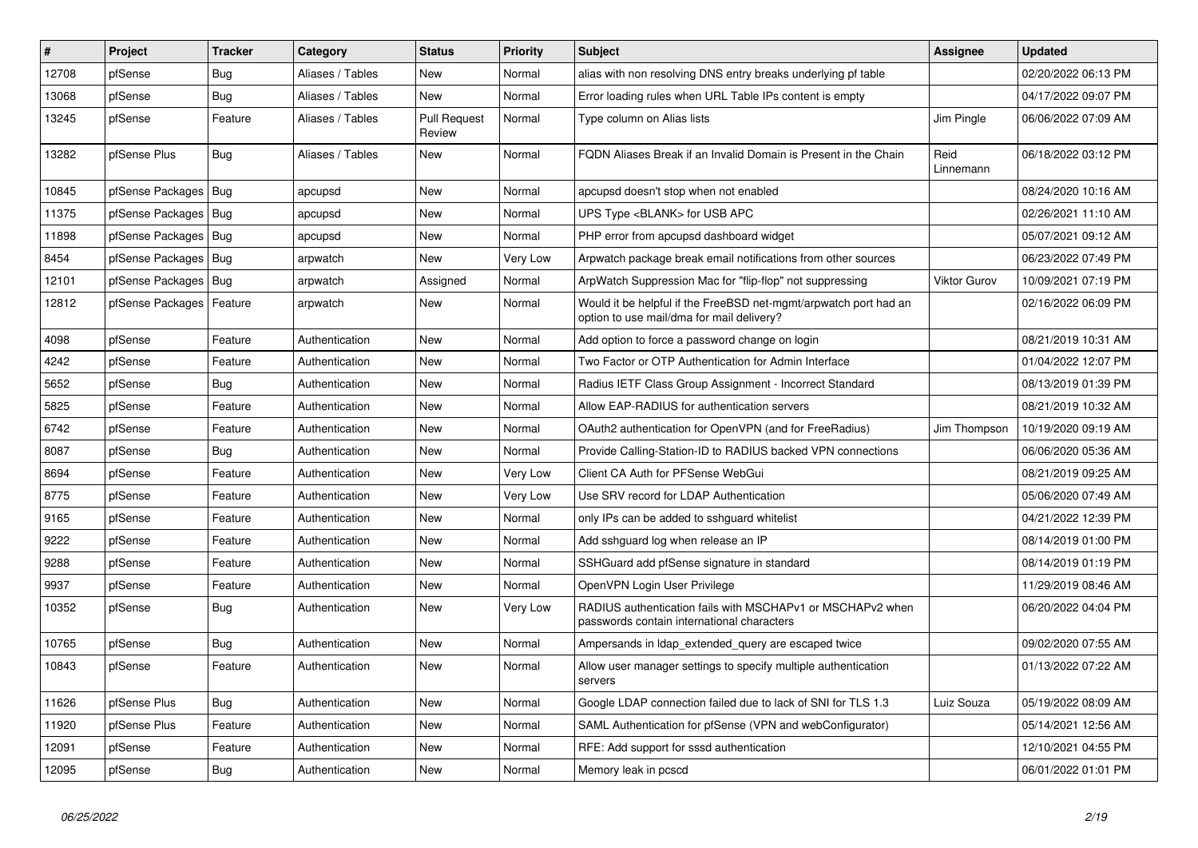| # | Project | Tracker | Category | Status | Priority | Subject | Assignee | Updated |
|---|---|---|---|---|---|---|---|---|
| 12708 | pfSense | Bug | Aliases / Tables | New | Normal | alias with non resolving DNS entry breaks underlying pf table | | 02/20/2022 06:13 PM |
| 13068 | pfSense | Bug | Aliases / Tables | New | Normal | Error loading rules when URL Table IPs content is empty | | 04/17/2022 09:07 PM |
| 13245 | pfSense | Feature | Aliases / Tables | Pull Request Review | Normal | Type column on Alias lists | Jim Pingle | 06/06/2022 07:09 AM |
| 13282 | pfSense Plus | Bug | Aliases / Tables | New | Normal | FQDN Aliases Break if an Invalid Domain is Present in the Chain | Reid Linnemann | 06/18/2022 03:12 PM |
| 10845 | pfSense Packages | Bug | apcupsd | New | Normal | apcupsd doesn't stop when not enabled | | 08/24/2020 10:16 AM |
| 11375 | pfSense Packages | Bug | apcupsd | New | Normal | UPS Type <BLANK> for USB APC | | 02/26/2021 11:10 AM |
| 11898 | pfSense Packages | Bug | apcupsd | New | Normal | PHP error from apcupsd dashboard widget | | 05/07/2021 09:12 AM |
| 8454 | pfSense Packages | Bug | arpwatch | New | Very Low | Arpwatch package break email notifications from other sources | | 06/23/2022 07:49 PM |
| 12101 | pfSense Packages | Bug | arpwatch | Assigned | Normal | ArpWatch Suppression Mac for "flip-flop" not suppressing | Viktor Gurov | 10/09/2021 07:19 PM |
| 12812 | pfSense Packages | Feature | arpwatch | New | Normal | Would it be helpful if the FreeBSD net-mgmt/arpwatch port had an option to use mail/dma for mail delivery? | | 02/16/2022 06:09 PM |
| 4098 | pfSense | Feature | Authentication | New | Normal | Add option to force a password change on login | | 08/21/2019 10:31 AM |
| 4242 | pfSense | Feature | Authentication | New | Normal | Two Factor or OTP Authentication for Admin Interface | | 01/04/2022 12:07 PM |
| 5652 | pfSense | Bug | Authentication | New | Normal | Radius IETF Class Group Assignment - Incorrect Standard | | 08/13/2019 01:39 PM |
| 5825 | pfSense | Feature | Authentication | New | Normal | Allow EAP-RADIUS for authentication servers | | 08/21/2019 10:32 AM |
| 6742 | pfSense | Feature | Authentication | New | Normal | OAuth2 authentication for OpenVPN (and for FreeRadius) | Jim Thompson | 10/19/2020 09:19 AM |
| 8087 | pfSense | Bug | Authentication | New | Normal | Provide Calling-Station-ID to RADIUS backed VPN connections | | 06/06/2020 05:36 AM |
| 8694 | pfSense | Feature | Authentication | New | Very Low | Client CA Auth for PFSense WebGui | | 08/21/2019 09:25 AM |
| 8775 | pfSense | Feature | Authentication | New | Very Low | Use SRV record for LDAP Authentication | | 05/06/2020 07:49 AM |
| 9165 | pfSense | Feature | Authentication | New | Normal | only IPs can be added to sshguard whitelist | | 04/21/2022 12:39 PM |
| 9222 | pfSense | Feature | Authentication | New | Normal | Add sshguard log when release an IP | | 08/14/2019 01:00 PM |
| 9288 | pfSense | Feature | Authentication | New | Normal | SSHGuard add pfSense signature in standard | | 08/14/2019 01:19 PM |
| 9937 | pfSense | Feature | Authentication | New | Normal | OpenVPN Login User Privilege | | 11/29/2019 08:46 AM |
| 10352 | pfSense | Bug | Authentication | New | Very Low | RADIUS authentication fails with MSCHAPv1 or MSCHAPv2 when passwords contain international characters | | 06/20/2022 04:04 PM |
| 10765 | pfSense | Bug | Authentication | New | Normal | Ampersands in ldap_extended_query are escaped twice | | 09/02/2020 07:55 AM |
| 10843 | pfSense | Feature | Authentication | New | Normal | Allow user manager settings to specify multiple authentication servers | | 01/13/2022 07:22 AM |
| 11626 | pfSense Plus | Bug | Authentication | New | Normal | Google LDAP connection failed due to lack of SNI for TLS 1.3 | Luiz Souza | 05/19/2022 08:09 AM |
| 11920 | pfSense Plus | Feature | Authentication | New | Normal | SAML Authentication for pfSense (VPN and webConfigurator) | | 05/14/2021 12:56 AM |
| 12091 | pfSense | Feature | Authentication | New | Normal | RFE: Add support for sssd authentication | | 12/10/2021 04:55 PM |
| 12095 | pfSense | Bug | Authentication | New | Normal | Memory leak in pcscd | | 06/01/2022 01:01 PM |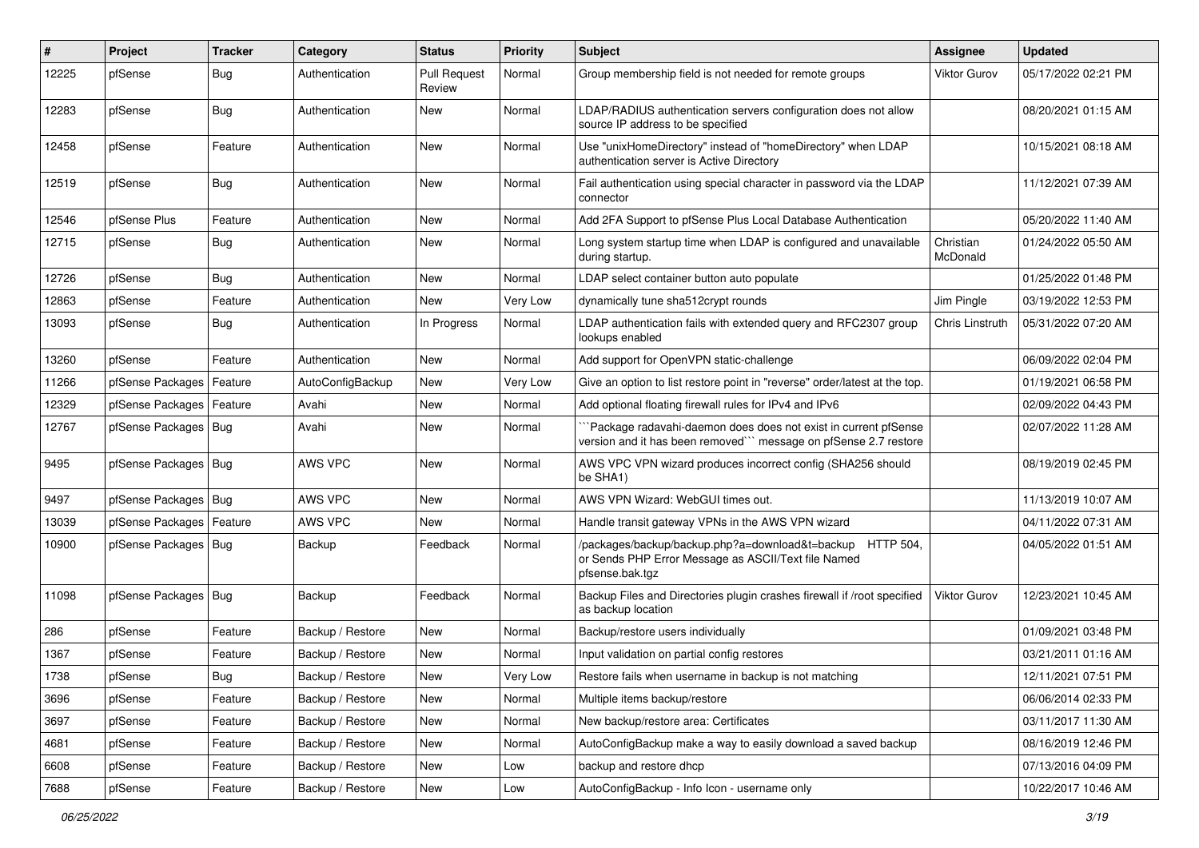| # | Project | Tracker | Category | Status | Priority | Subject | Assignee | Updated |
|---|---|---|---|---|---|---|---|---|
| 12225 | pfSense | Bug | Authentication | Pull Request Review | Normal | Group membership field is not needed for remote groups | Viktor Gurov | 05/17/2022 02:21 PM |
| 12283 | pfSense | Bug | Authentication | New | Normal | LDAP/RADIUS authentication servers configuration does not allow source IP address to be specified | | 08/20/2021 01:15 AM |
| 12458 | pfSense | Feature | Authentication | New | Normal | Use "unixHomeDirectory" instead of "homeDirectory" when LDAP authentication server is Active Directory | | 10/15/2021 08:18 AM |
| 12519 | pfSense | Bug | Authentication | New | Normal | Fail authentication using special character in password via the LDAP connector | | 11/12/2021 07:39 AM |
| 12546 | pfSense Plus | Feature | Authentication | New | Normal | Add 2FA Support to pfSense Plus Local Database Authentication | | 05/20/2022 11:40 AM |
| 12715 | pfSense | Bug | Authentication | New | Normal | Long system startup time when LDAP is configured and unavailable during startup. | Christian McDonald | 01/24/2022 05:50 AM |
| 12726 | pfSense | Bug | Authentication | New | Normal | LDAP select container button auto populate | | 01/25/2022 01:48 PM |
| 12863 | pfSense | Feature | Authentication | New | Very Low | dynamically tune sha512crypt rounds | Jim Pingle | 03/19/2022 12:53 PM |
| 13093 | pfSense | Bug | Authentication | In Progress | Normal | LDAP authentication fails with extended query and RFC2307 group lookups enabled | Chris Linstruth | 05/31/2022 07:20 AM |
| 13260 | pfSense | Feature | Authentication | New | Normal | Add support for OpenVPN static-challenge | | 06/09/2022 02:04 PM |
| 11266 | pfSense Packages | Feature | AutoConfigBackup | New | Very Low | Give an option to list restore point in "reverse" order/latest at the top. | | 01/19/2021 06:58 PM |
| 12329 | pfSense Packages | Feature | Avahi | New | Normal | Add optional floating firewall rules for IPv4 and IPv6 | | 02/09/2022 04:43 PM |
| 12767 | pfSense Packages | Bug | Avahi | New | Normal | ```Package radavahi-daemon does does not exist in current pfSense version and it has been removed``` message on pfSense 2.7 restore | | 02/07/2022 11:28 AM |
| 9495 | pfSense Packages | Bug | AWS VPC | New | Normal | AWS VPC VPN wizard produces incorrect config (SHA256 should be SHA1) | | 08/19/2019 02:45 PM |
| 9497 | pfSense Packages | Bug | AWS VPC | New | Normal | AWS VPN Wizard: WebGUI times out. | | 11/13/2019 10:07 AM |
| 13039 | pfSense Packages | Feature | AWS VPC | New | Normal | Handle transit gateway VPNs in the AWS VPN wizard | | 04/11/2022 07:31 AM |
| 10900 | pfSense Packages | Bug | Backup | Feedback | Normal | /packages/backup/backup.php?a=download&t=backup HTTP 504, or Sends PHP Error Message as ASCII/Text file Named pfsense.bak.tgz | | 04/05/2022 01:51 AM |
| 11098 | pfSense Packages | Bug | Backup | Feedback | Normal | Backup Files and Directories plugin crashes firewall if /root specified as backup location | Viktor Gurov | 12/23/2021 10:45 AM |
| 286 | pfSense | Feature | Backup / Restore | New | Normal | Backup/restore users individually | | 01/09/2021 03:48 PM |
| 1367 | pfSense | Feature | Backup / Restore | New | Normal | Input validation on partial config restores | | 03/21/2011 01:16 AM |
| 1738 | pfSense | Bug | Backup / Restore | New | Very Low | Restore fails when username in backup is not matching | | 12/11/2021 07:51 PM |
| 3696 | pfSense | Feature | Backup / Restore | New | Normal | Multiple items backup/restore | | 06/06/2014 02:33 PM |
| 3697 | pfSense | Feature | Backup / Restore | New | Normal | New backup/restore area: Certificates | | 03/11/2017 11:30 AM |
| 4681 | pfSense | Feature | Backup / Restore | New | Normal | AutoConfigBackup make a way to easily download a saved backup | | 08/16/2019 12:46 PM |
| 6608 | pfSense | Feature | Backup / Restore | New | Low | backup and restore dhcp | | 07/13/2016 04:09 PM |
| 7688 | pfSense | Feature | Backup / Restore | New | Low | AutoConfigBackup - Info Icon - username only | | 10/22/2017 10:46 AM |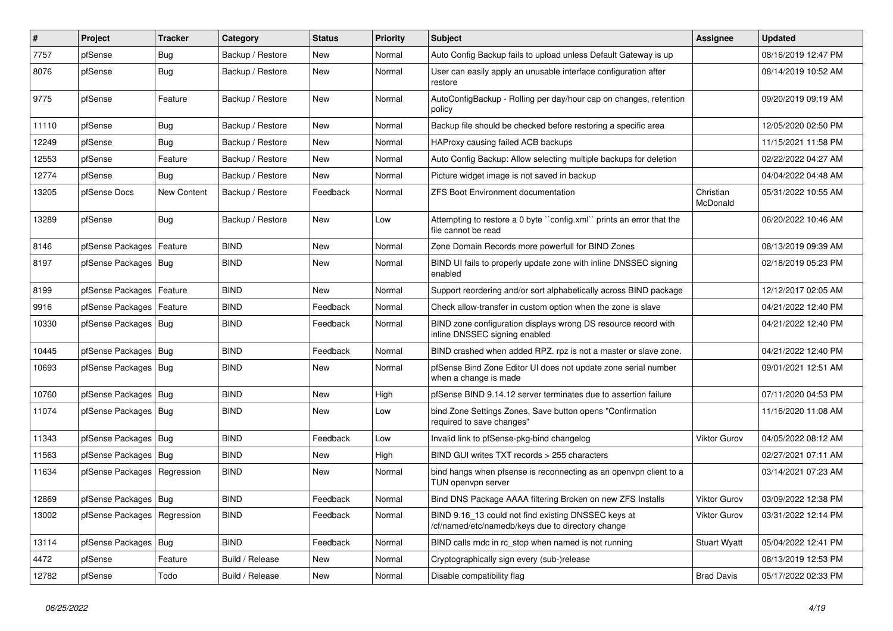| # | Project | Tracker | Category | Status | Priority | Subject | Assignee | Updated |
|---|---|---|---|---|---|---|---|---|
| 7757 | pfSense | Bug | Backup / Restore | New | Normal | Auto Config Backup fails to upload unless Default Gateway is up | | 08/16/2019 12:47 PM |
| 8076 | pfSense | Bug | Backup / Restore | New | Normal | User can easily apply an unusable interface configuration after restore | | 08/14/2019 10:52 AM |
| 9775 | pfSense | Feature | Backup / Restore | New | Normal | AutoConfigBackup - Rolling per day/hour cap on changes, retention policy | | 09/20/2019 09:19 AM |
| 11110 | pfSense | Bug | Backup / Restore | New | Normal | Backup file should be checked before restoring a specific area | | 12/05/2020 02:50 PM |
| 12249 | pfSense | Bug | Backup / Restore | New | Normal | HAProxy causing failed ACB backups | | 11/15/2021 11:58 PM |
| 12553 | pfSense | Feature | Backup / Restore | New | Normal | Auto Config Backup: Allow selecting multiple backups for deletion | | 02/22/2022 04:27 AM |
| 12774 | pfSense | Bug | Backup / Restore | New | Normal | Picture widget image is not saved in backup | | 04/04/2022 04:48 AM |
| 13205 | pfSense Docs | New Content | Backup / Restore | Feedback | Normal | ZFS Boot Environment documentation | Christian McDonald | 05/31/2022 10:55 AM |
| 13289 | pfSense | Bug | Backup / Restore | New | Low | Attempting to restore a 0 byte ``config.xml`` prints an error that the file cannot be read | | 06/20/2022 10:46 AM |
| 8146 | pfSense Packages | Feature | BIND | New | Normal | Zone Domain Records more powerfull for BIND Zones | | 08/13/2019 09:39 AM |
| 8197 | pfSense Packages | Bug | BIND | New | Normal | BIND UI fails to properly update zone with inline DNSSEC signing enabled | | 02/18/2019 05:23 PM |
| 8199 | pfSense Packages | Feature | BIND | New | Normal | Support reordering and/or sort alphabetically across BIND package | | 12/12/2017 02:05 AM |
| 9916 | pfSense Packages | Feature | BIND | Feedback | Normal | Check allow-transfer in custom option when the zone is slave | | 04/21/2022 12:40 PM |
| 10330 | pfSense Packages | Bug | BIND | Feedback | Normal | BIND zone configuration displays wrong DS resource record with inline DNSSEC signing enabled | | 04/21/2022 12:40 PM |
| 10445 | pfSense Packages | Bug | BIND | Feedback | Normal | BIND crashed when added RPZ. rpz is not a master or slave zone. | | 04/21/2022 12:40 PM |
| 10693 | pfSense Packages | Bug | BIND | New | Normal | pfSense Bind Zone Editor UI does not update zone serial number when a change is made | | 09/01/2021 12:51 AM |
| 10760 | pfSense Packages | Bug | BIND | New | High | pfSense BIND 9.14.12 server terminates due to assertion failure | | 07/11/2020 04:53 PM |
| 11074 | pfSense Packages | Bug | BIND | New | Low | bind Zone Settings Zones, Save button opens "Confirmation required to save changes" | | 11/16/2020 11:08 AM |
| 11343 | pfSense Packages | Bug | BIND | Feedback | Low | Invalid link to pfSense-pkg-bind changelog | Viktor Gurov | 04/05/2022 08:12 AM |
| 11563 | pfSense Packages | Bug | BIND | New | High | BIND GUI writes TXT records > 255 characters | | 02/27/2021 07:11 AM |
| 11634 | pfSense Packages | Regression | BIND | New | Normal | bind hangs when pfsense is reconnecting as an openvpn client to a TUN openvpn server | | 03/14/2021 07:23 AM |
| 12869 | pfSense Packages | Bug | BIND | Feedback | Normal | Bind DNS Package AAAA filtering Broken on new ZFS Installs | Viktor Gurov | 03/09/2022 12:38 PM |
| 13002 | pfSense Packages | Regression | BIND | Feedback | Normal | BIND 9.16_13 could not find existing DNSSEC keys at /cf/named/etc/namedb/keys due to directory change | Viktor Gurov | 03/31/2022 12:14 PM |
| 13114 | pfSense Packages | Bug | BIND | Feedback | Normal | BIND calls rndc in rc_stop when named is not running | Stuart Wyatt | 05/04/2022 12:41 PM |
| 4472 | pfSense | Feature | Build / Release | New | Normal | Cryptographically sign every (sub-)release | | 08/13/2019 12:53 PM |
| 12782 | pfSense | Todo | Build / Release | New | Normal | Disable compatibility flag | Brad Davis | 05/17/2022 02:33 PM |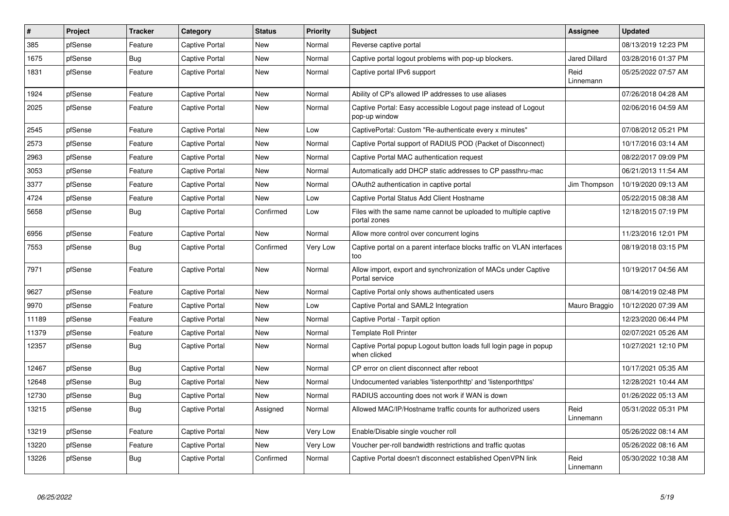| # | Project | Tracker | Category | Status | Priority | Subject | Assignee | Updated |
|---|---|---|---|---|---|---|---|---|
| 385 | pfSense | Feature | Captive Portal | New | Normal | Reverse captive portal | | 08/13/2019 12:23 PM |
| 1675 | pfSense | Bug | Captive Portal | New | Normal | Captive portal logout problems with pop-up blockers. | Jared Dillard | 03/28/2016 01:37 PM |
| 1831 | pfSense | Feature | Captive Portal | New | Normal | Captive portal IPv6 support | Reid Linnemann | 05/25/2022 07:57 AM |
| 1924 | pfSense | Feature | Captive Portal | New | Normal | Ability of CP's allowed IP addresses to use aliases | | 07/26/2018 04:28 AM |
| 2025 | pfSense | Feature | Captive Portal | New | Normal | Captive Portal: Easy accessible Logout page instead of Logout pop-up window | | 02/06/2016 04:59 AM |
| 2545 | pfSense | Feature | Captive Portal | New | Low | CaptivePortal: Custom "Re-authenticate every x minutes" | | 07/08/2012 05:21 PM |
| 2573 | pfSense | Feature | Captive Portal | New | Normal | Captive Portal support of RADIUS POD (Packet of Disconnect) | | 10/17/2016 03:14 AM |
| 2963 | pfSense | Feature | Captive Portal | New | Normal | Captive Portal MAC authentication request | | 08/22/2017 09:09 PM |
| 3053 | pfSense | Feature | Captive Portal | New | Normal | Automatically add DHCP static addresses to CP passthru-mac | | 06/21/2013 11:54 AM |
| 3377 | pfSense | Feature | Captive Portal | New | Normal | OAuth2 authentication in captive portal | Jim Thompson | 10/19/2020 09:13 AM |
| 4724 | pfSense | Feature | Captive Portal | New | Low | Captive Portal Status Add Client Hostname | | 05/22/2015 08:38 AM |
| 5658 | pfSense | Bug | Captive Portal | Confirmed | Low | Files with the same name cannot be uploaded to multiple captive portal zones | | 12/18/2015 07:19 PM |
| 6956 | pfSense | Feature | Captive Portal | New | Normal | Allow more control over concurrent logins | | 11/23/2016 12:01 PM |
| 7553 | pfSense | Bug | Captive Portal | Confirmed | Very Low | Captive portal on a parent interface blocks traffic on VLAN interfaces too | | 08/19/2018 03:15 PM |
| 7971 | pfSense | Feature | Captive Portal | New | Normal | Allow import, export and synchronization of MACs under Captive Portal service | | 10/19/2017 04:56 AM |
| 9627 | pfSense | Feature | Captive Portal | New | Normal | Captive Portal only shows authenticated users | | 08/14/2019 02:48 PM |
| 9970 | pfSense | Feature | Captive Portal | New | Low | Captive Portal and SAML2 Integration | Mauro Braggio | 10/12/2020 07:39 AM |
| 11189 | pfSense | Feature | Captive Portal | New | Normal | Captive Portal - Tarpit option | | 12/23/2020 06:44 PM |
| 11379 | pfSense | Feature | Captive Portal | New | Normal | Template Roll Printer | | 02/07/2021 05:26 AM |
| 12357 | pfSense | Bug | Captive Portal | New | Normal | Captive Portal popup Logout button loads full login page in popup when clicked | | 10/27/2021 12:10 PM |
| 12467 | pfSense | Bug | Captive Portal | New | Normal | CP error on client disconnect after reboot | | 10/17/2021 05:35 AM |
| 12648 | pfSense | Bug | Captive Portal | New | Normal | Undocumented variables 'listenporthttp' and 'listenporthttps' | | 12/28/2021 10:44 AM |
| 12730 | pfSense | Bug | Captive Portal | New | Normal | RADIUS accounting does not work if WAN is down | | 01/26/2022 05:13 AM |
| 13215 | pfSense | Bug | Captive Portal | Assigned | Normal | Allowed MAC/IP/Hostname traffic counts for authorized users | Reid Linnemann | 05/31/2022 05:31 PM |
| 13219 | pfSense | Feature | Captive Portal | New | Very Low | Enable/Disable single voucher roll | | 05/26/2022 08:14 AM |
| 13220 | pfSense | Feature | Captive Portal | New | Very Low | Voucher per-roll bandwidth restrictions and traffic quotas | | 05/26/2022 08:16 AM |
| 13226 | pfSense | Bug | Captive Portal | Confirmed | Normal | Captive Portal doesn't disconnect established OpenVPN link | Reid Linnemann | 05/30/2022 10:38 AM |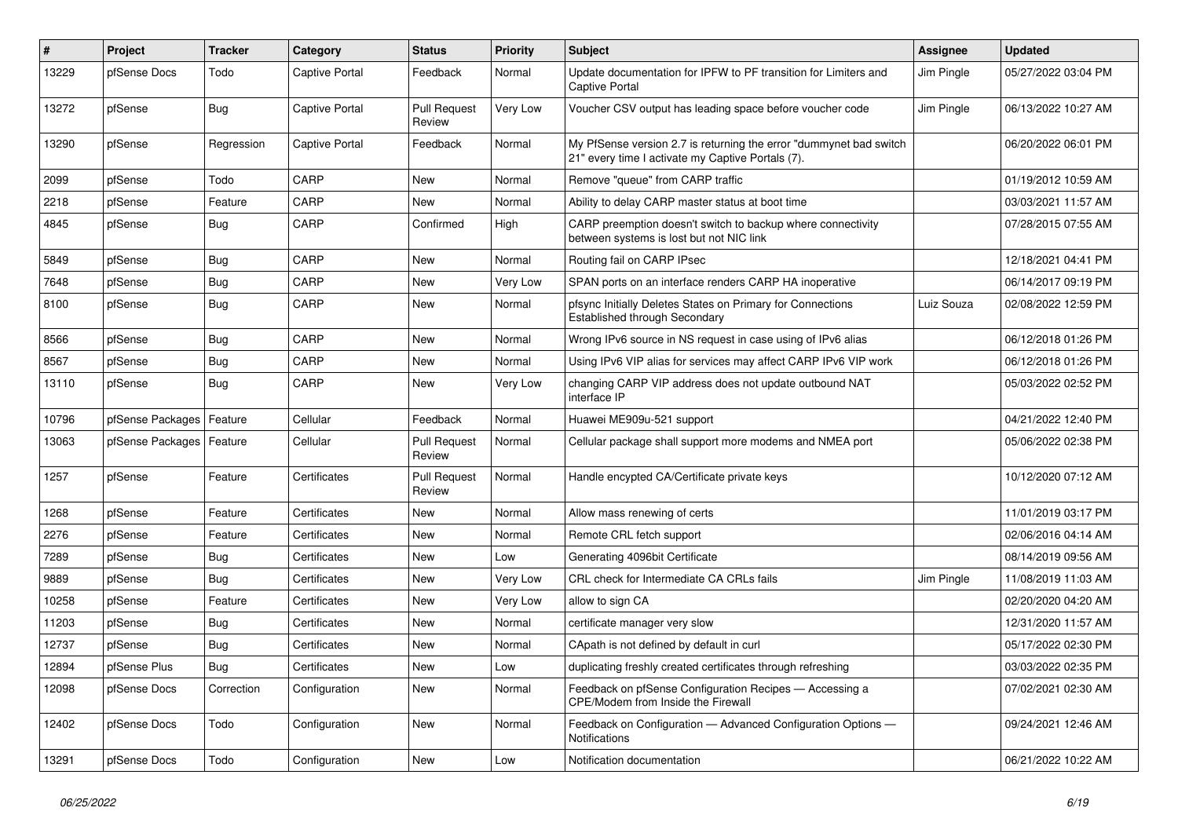| # | Project | Tracker | Category | Status | Priority | Subject | Assignee | Updated |
|---|---|---|---|---|---|---|---|---|
| 13229 | pfSense Docs | Todo | Captive Portal | Feedback | Normal | Update documentation for IPFW to PF transition for Limiters and Captive Portal | Jim Pingle | 05/27/2022 03:04 PM |
| 13272 | pfSense | Bug | Captive Portal | Pull Request Review | Very Low | Voucher CSV output has leading space before voucher code | Jim Pingle | 06/13/2022 10:27 AM |
| 13290 | pfSense | Regression | Captive Portal | Feedback | Normal | My PfSense version 2.7 is returning the error "dummynet bad switch 21" every time I activate my Captive Portals (7). | | 06/20/2022 06:01 PM |
| 2099 | pfSense | Todo | CARP | New | Normal | Remove "queue" from CARP traffic | | 01/19/2012 10:59 AM |
| 2218 | pfSense | Feature | CARP | New | Normal | Ability to delay CARP master status at boot time | | 03/03/2021 11:57 AM |
| 4845 | pfSense | Bug | CARP | Confirmed | High | CARP preemption doesn't switch to backup where connectivity between systems is lost but not NIC link | | 07/28/2015 07:55 AM |
| 5849 | pfSense | Bug | CARP | New | Normal | Routing fail on CARP IPsec | | 12/18/2021 04:41 PM |
| 7648 | pfSense | Bug | CARP | New | Very Low | SPAN ports on an interface renders CARP HA inoperative | | 06/14/2017 09:19 PM |
| 8100 | pfSense | Bug | CARP | New | Normal | pfsync Initially Deletes States on Primary for Connections Established through Secondary | Luiz Souza | 02/08/2022 12:59 PM |
| 8566 | pfSense | Bug | CARP | New | Normal | Wrong IPv6 source in NS request in case using of IPv6 alias | | 06/12/2018 01:26 PM |
| 8567 | pfSense | Bug | CARP | New | Normal | Using IPv6 VIP alias for services may affect CARP IPv6 VIP work | | 06/12/2018 01:26 PM |
| 13110 | pfSense | Bug | CARP | New | Very Low | changing CARP VIP address does not update outbound NAT interface IP | | 05/03/2022 02:52 PM |
| 10796 | pfSense Packages | Feature | Cellular | Feedback | Normal | Huawei ME909u-521 support | | 04/21/2022 12:40 PM |
| 13063 | pfSense Packages | Feature | Cellular | Pull Request Review | Normal | Cellular package shall support more modems and NMEA port | | 05/06/2022 02:38 PM |
| 1257 | pfSense | Feature | Certificates | Pull Request Review | Normal | Handle encypted CA/Certificate private keys | | 10/12/2020 07:12 AM |
| 1268 | pfSense | Feature | Certificates | New | Normal | Allow mass renewing of certs | | 11/01/2019 03:17 PM |
| 2276 | pfSense | Feature | Certificates | New | Normal | Remote CRL fetch support | | 02/06/2016 04:14 AM |
| 7289 | pfSense | Bug | Certificates | New | Low | Generating 4096bit Certificate | | 08/14/2019 09:56 AM |
| 9889 | pfSense | Bug | Certificates | New | Very Low | CRL check for Intermediate CA CRLs fails | Jim Pingle | 11/08/2019 11:03 AM |
| 10258 | pfSense | Feature | Certificates | New | Very Low | allow to sign CA | | 02/20/2020 04:20 AM |
| 11203 | pfSense | Bug | Certificates | New | Normal | certificate manager very slow | | 12/31/2020 11:57 AM |
| 12737 | pfSense | Bug | Certificates | New | Normal | CApath is not defined by default in curl | | 05/17/2022 02:30 PM |
| 12894 | pfSense Plus | Bug | Certificates | New | Low | duplicating freshly created certificates through refreshing | | 03/03/2022 02:35 PM |
| 12098 | pfSense Docs | Correction | Configuration | New | Normal | Feedback on pfSense Configuration Recipes — Accessing a CPE/Modem from Inside the Firewall | | 07/02/2021 02:30 AM |
| 12402 | pfSense Docs | Todo | Configuration | New | Normal | Feedback on Configuration — Advanced Configuration Options — Notifications | | 09/24/2021 12:46 AM |
| 13291 | pfSense Docs | Todo | Configuration | New | Low | Notification documentation | | 06/21/2022 10:22 AM |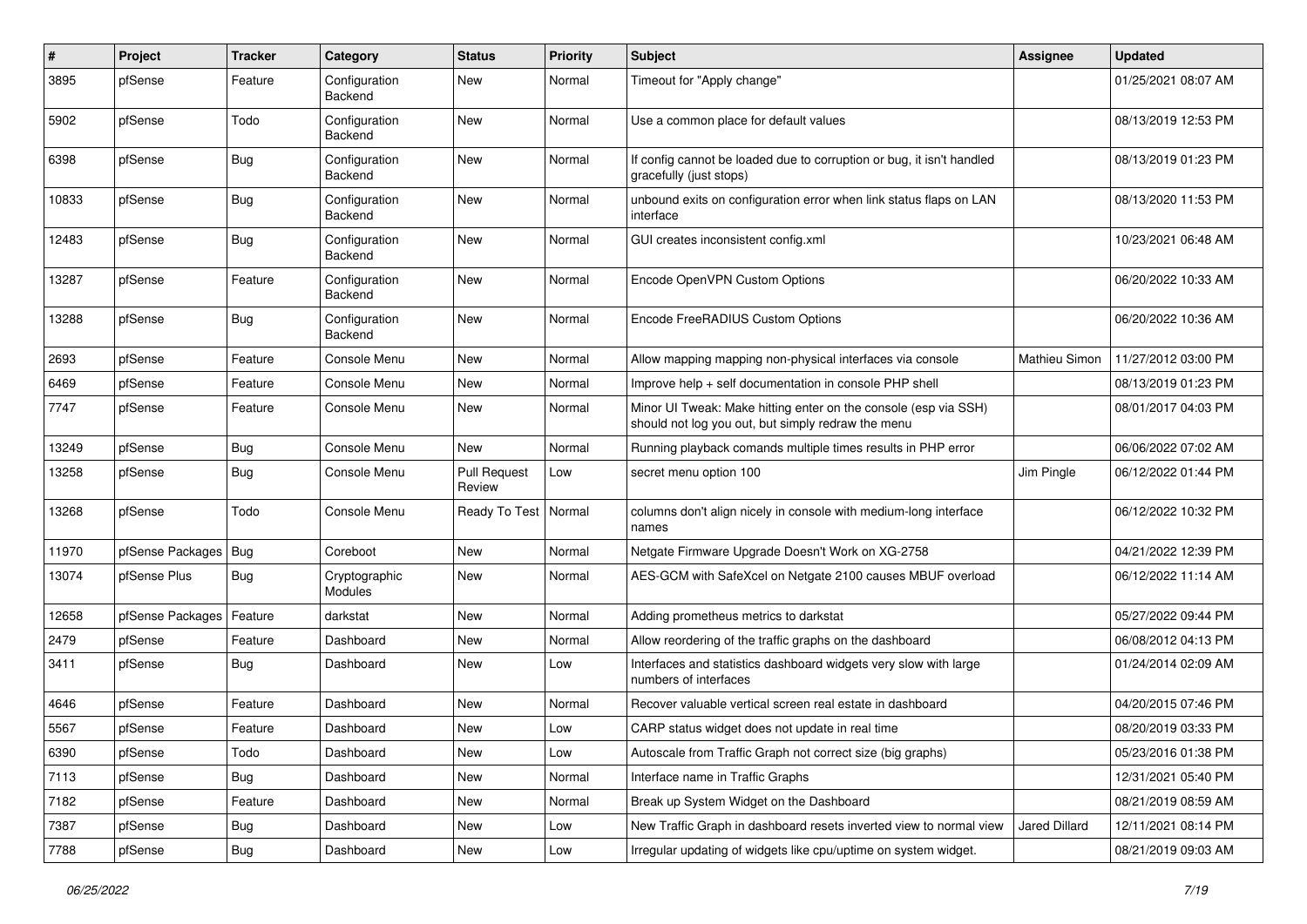| # | Project | Tracker | Category | Status | Priority | Subject | Assignee | Updated |
|---|---|---|---|---|---|---|---|---|
| 3895 | pfSense | Feature | Configuration Backend | New | Normal | Timeout for "Apply change" | | 01/25/2021 08:07 AM |
| 5902 | pfSense | Todo | Configuration Backend | New | Normal | Use a common place for default values | | 08/13/2019 12:53 PM |
| 6398 | pfSense | Bug | Configuration Backend | New | Normal | If config cannot be loaded due to corruption or bug, it isn't handled gracefully (just stops) | | 08/13/2019 01:23 PM |
| 10833 | pfSense | Bug | Configuration Backend | New | Normal | unbound exits on configuration error when link status flaps on LAN interface | | 08/13/2020 11:53 PM |
| 12483 | pfSense | Bug | Configuration Backend | New | Normal | GUI creates inconsistent config.xml | | 10/23/2021 06:48 AM |
| 13287 | pfSense | Feature | Configuration Backend | New | Normal | Encode OpenVPN Custom Options | | 06/20/2022 10:33 AM |
| 13288 | pfSense | Bug | Configuration Backend | New | Normal | Encode FreeRADIUS Custom Options | | 06/20/2022 10:36 AM |
| 2693 | pfSense | Feature | Console Menu | New | Normal | Allow mapping mapping non-physical interfaces via console | Mathieu Simon | 11/27/2012 03:00 PM |
| 6469 | pfSense | Feature | Console Menu | New | Normal | Improve help + self documentation in console PHP shell | | 08/13/2019 01:23 PM |
| 7747 | pfSense | Feature | Console Menu | New | Normal | Minor UI Tweak: Make hitting enter on the console (esp via SSH) should not log you out, but simply redraw the menu | | 08/01/2017 04:03 PM |
| 13249 | pfSense | Bug | Console Menu | New | Normal | Running playback comands multiple times results in PHP error | | 06/06/2022 07:02 AM |
| 13258 | pfSense | Bug | Console Menu | Pull Request Review | Low | secret menu option 100 | Jim Pingle | 06/12/2022 01:44 PM |
| 13268 | pfSense | Todo | Console Menu | Ready To Test | Normal | columns don't align nicely in console with medium-long interface names | | 06/12/2022 10:32 PM |
| 11970 | pfSense Packages | Bug | Coreboot | New | Normal | Netgate Firmware Upgrade Doesn't Work on XG-2758 | | 04/21/2022 12:39 PM |
| 13074 | pfSense Plus | Bug | Cryptographic Modules | New | Normal | AES-GCM with SafeXcel on Netgate 2100 causes MBUF overload | | 06/12/2022 11:14 AM |
| 12658 | pfSense Packages | Feature | darkstat | New | Normal | Adding prometheus metrics to darkstat | | 05/27/2022 09:44 PM |
| 2479 | pfSense | Feature | Dashboard | New | Normal | Allow reordering of the traffic graphs on the dashboard | | 06/08/2012 04:13 PM |
| 3411 | pfSense | Bug | Dashboard | New | Low | Interfaces and statistics dashboard widgets very slow with large numbers of interfaces | | 01/24/2014 02:09 AM |
| 4646 | pfSense | Feature | Dashboard | New | Normal | Recover valuable vertical screen real estate in dashboard | | 04/20/2015 07:46 PM |
| 5567 | pfSense | Feature | Dashboard | New | Low | CARP status widget does not update in real time | | 08/20/2019 03:33 PM |
| 6390 | pfSense | Todo | Dashboard | New | Low | Autoscale from Traffic Graph not correct size (big graphs) | | 05/23/2016 01:38 PM |
| 7113 | pfSense | Bug | Dashboard | New | Normal | Interface name in Traffic Graphs | | 12/31/2021 05:40 PM |
| 7182 | pfSense | Feature | Dashboard | New | Normal | Break up System Widget on the Dashboard | | 08/21/2019 08:59 AM |
| 7387 | pfSense | Bug | Dashboard | New | Low | New Traffic Graph in dashboard resets inverted view to normal view | Jared Dillard | 12/11/2021 08:14 PM |
| 7788 | pfSense | Bug | Dashboard | New | Low | Irregular updating of widgets like cpu/uptime on system widget. | | 08/21/2019 09:03 AM |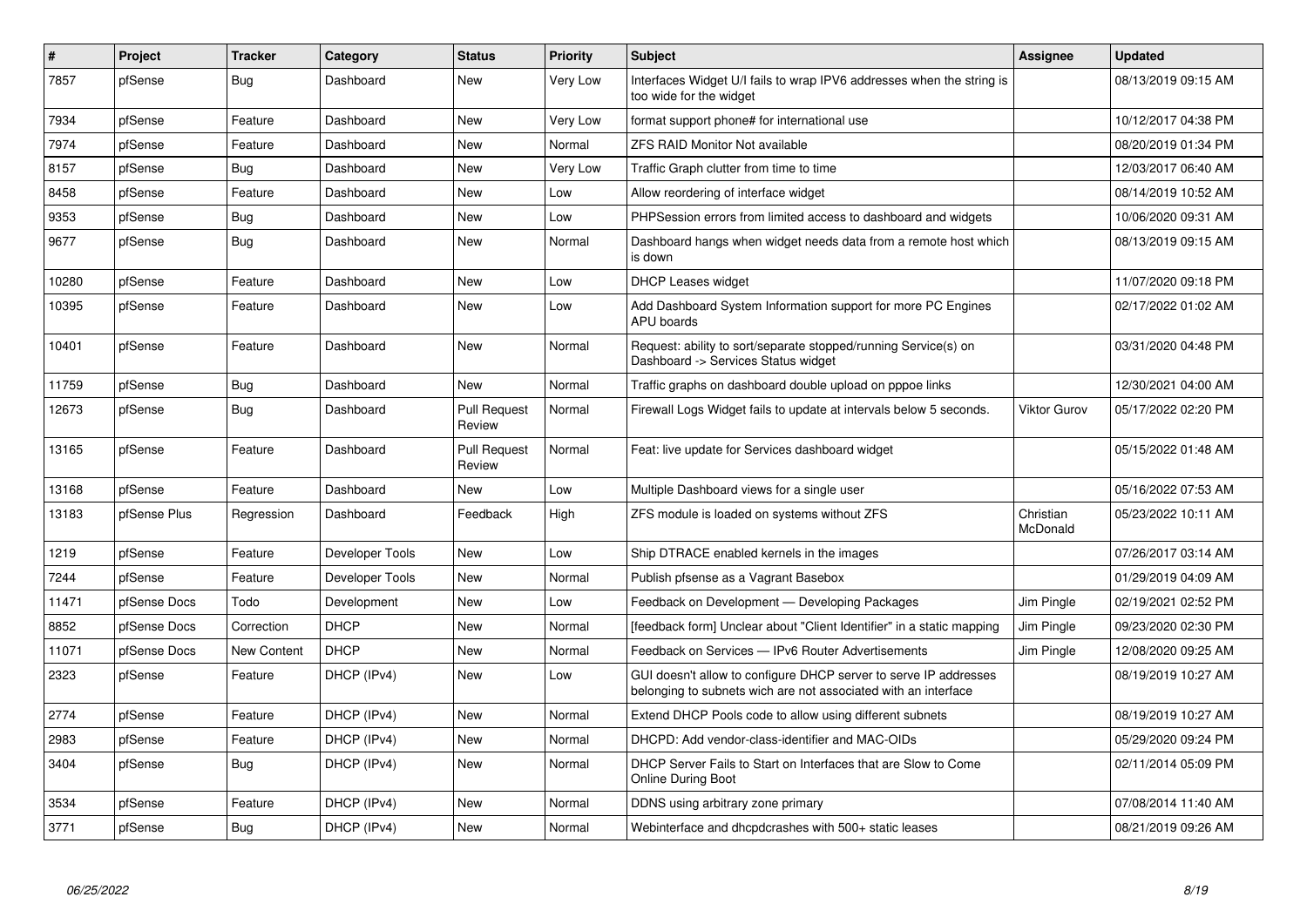| # | Project | Tracker | Category | Status | Priority | Subject | Assignee | Updated |
|---|---|---|---|---|---|---|---|---|
| 7857 | pfSense | Bug | Dashboard | New | Very Low | Interfaces Widget U/I fails to wrap IPV6 addresses when the string is too wide for the widget | | 08/13/2019 09:15 AM |
| 7934 | pfSense | Feature | Dashboard | New | Very Low | format support phone# for international use | | 10/12/2017 04:38 PM |
| 7974 | pfSense | Feature | Dashboard | New | Normal | ZFS RAID Monitor Not available | | 08/20/2019 01:34 PM |
| 8157 | pfSense | Bug | Dashboard | New | Very Low | Traffic Graph clutter from time to time | | 12/03/2017 06:40 AM |
| 8458 | pfSense | Feature | Dashboard | New | Low | Allow reordering of interface widget | | 08/14/2019 10:52 AM |
| 9353 | pfSense | Bug | Dashboard | New | Low | PHPSession errors from limited access to dashboard and widgets | | 10/06/2020 09:31 AM |
| 9677 | pfSense | Bug | Dashboard | New | Normal | Dashboard hangs when widget needs data from a remote host which is down | | 08/13/2019 09:15 AM |
| 10280 | pfSense | Feature | Dashboard | New | Low | DHCP Leases widget | | 11/07/2020 09:18 PM |
| 10395 | pfSense | Feature | Dashboard | New | Low | Add Dashboard System Information support for more PC Engines APU boards | | 02/17/2022 01:02 AM |
| 10401 | pfSense | Feature | Dashboard | New | Normal | Request: ability to sort/separate stopped/running Service(s) on Dashboard -> Services Status widget | | 03/31/2020 04:48 PM |
| 11759 | pfSense | Bug | Dashboard | New | Normal | Traffic graphs on dashboard double upload on pppoe links | | 12/30/2021 04:00 AM |
| 12673 | pfSense | Bug | Dashboard | Pull Request Review | Normal | Firewall Logs Widget fails to update at intervals below 5 seconds. | Viktor Gurov | 05/17/2022 02:20 PM |
| 13165 | pfSense | Feature | Dashboard | Pull Request Review | Normal | Feat: live update for Services dashboard widget | | 05/15/2022 01:48 AM |
| 13168 | pfSense | Feature | Dashboard | New | Low | Multiple Dashboard views for a single user | | 05/16/2022 07:53 AM |
| 13183 | pfSense Plus | Regression | Dashboard | Feedback | High | ZFS module is loaded on systems without ZFS | Christian McDonald | 05/23/2022 10:11 AM |
| 1219 | pfSense | Feature | Developer Tools | New | Low | Ship DTRACE enabled kernels in the images | | 07/26/2017 03:14 AM |
| 7244 | pfSense | Feature | Developer Tools | New | Normal | Publish pfsense as a Vagrant Basebox | | 01/29/2019 04:09 AM |
| 11471 | pfSense Docs | Todo | Development | New | Low | Feedback on Development — Developing Packages | Jim Pingle | 02/19/2021 02:52 PM |
| 8852 | pfSense Docs | Correction | DHCP | New | Normal | [feedback form] Unclear about "Client Identifier" in a static mapping | Jim Pingle | 09/23/2020 02:30 PM |
| 11071 | pfSense Docs | New Content | DHCP | New | Normal | Feedback on Services — IPv6 Router Advertisements | Jim Pingle | 12/08/2020 09:25 AM |
| 2323 | pfSense | Feature | DHCP (IPv4) | New | Low | GUI doesn't allow to configure DHCP server to serve IP addresses belonging to subnets wich are not associated with an interface | | 08/19/2019 10:27 AM |
| 2774 | pfSense | Feature | DHCP (IPv4) | New | Normal | Extend DHCP Pools code to allow using different subnets | | 08/19/2019 10:27 AM |
| 2983 | pfSense | Feature | DHCP (IPv4) | New | Normal | DHCPD: Add vendor-class-identifier and MAC-OIDs | | 05/29/2020 09:24 PM |
| 3404 | pfSense | Bug | DHCP (IPv4) | New | Normal | DHCP Server Fails to Start on Interfaces that are Slow to Come Online During Boot | | 02/11/2014 05:09 PM |
| 3534 | pfSense | Feature | DHCP (IPv4) | New | Normal | DDNS using arbitrary zone primary | | 07/08/2014 11:40 AM |
| 3771 | pfSense | Bug | DHCP (IPv4) | New | Normal | Webinterface and dhcpdcrashes with 500+ static leases | | 08/21/2019 09:26 AM |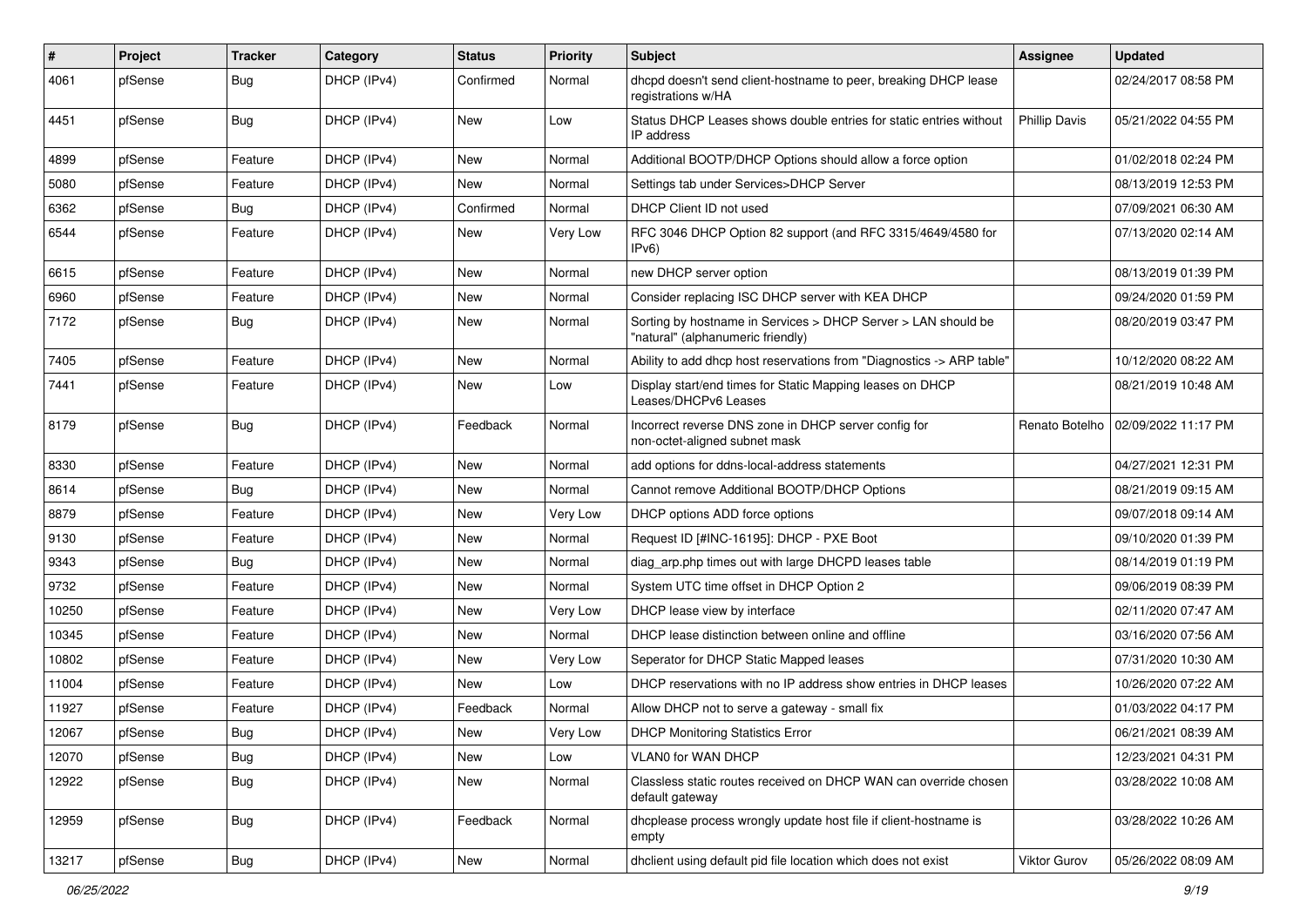| # | Project | Tracker | Category | Status | Priority | Subject | Assignee | Updated |
|---|---|---|---|---|---|---|---|---|
| 4061 | pfSense | Bug | DHCP (IPv4) | Confirmed | Normal | dhcpd doesn't send client-hostname to peer, breaking DHCP lease registrations w/HA | | 02/24/2017 08:58 PM |
| 4451 | pfSense | Bug | DHCP (IPv4) | New | Low | Status DHCP Leases shows double entries for static entries without IP address | Phillip Davis | 05/21/2022 04:55 PM |
| 4899 | pfSense | Feature | DHCP (IPv4) | New | Normal | Additional BOOTP/DHCP Options should allow a force option | | 01/02/2018 02:24 PM |
| 5080 | pfSense | Feature | DHCP (IPv4) | New | Normal | Settings tab under Services>DHCP Server | | 08/13/2019 12:53 PM |
| 6362 | pfSense | Bug | DHCP (IPv4) | Confirmed | Normal | DHCP Client ID not used | | 07/09/2021 06:30 AM |
| 6544 | pfSense | Feature | DHCP (IPv4) | New | Very Low | RFC 3046 DHCP Option 82 support (and RFC 3315/4649/4580 for IPv6) | | 07/13/2020 02:14 AM |
| 6615 | pfSense | Feature | DHCP (IPv4) | New | Normal | new DHCP server option | | 08/13/2019 01:39 PM |
| 6960 | pfSense | Feature | DHCP (IPv4) | New | Normal | Consider replacing ISC DHCP server with KEA DHCP | | 09/24/2020 01:59 PM |
| 7172 | pfSense | Bug | DHCP (IPv4) | New | Normal | Sorting by hostname in Services > DHCP Server > LAN should be "natural" (alphanumeric friendly) | | 08/20/2019 03:47 PM |
| 7405 | pfSense | Feature | DHCP (IPv4) | New | Normal | Ability to add dhcp host reservations from "Diagnostics -> ARP table" | | 10/12/2020 08:22 AM |
| 7441 | pfSense | Feature | DHCP (IPv4) | New | Low | Display start/end times for Static Mapping leases on DHCP Leases/DHCPv6 Leases | | 08/21/2019 10:48 AM |
| 8179 | pfSense | Bug | DHCP (IPv4) | Feedback | Normal | Incorrect reverse DNS zone in DHCP server config for non-octet-aligned subnet mask | Renato Botelho | 02/09/2022 11:17 PM |
| 8330 | pfSense | Feature | DHCP (IPv4) | New | Normal | add options for ddns-local-address statements | | 04/27/2021 12:31 PM |
| 8614 | pfSense | Bug | DHCP (IPv4) | New | Normal | Cannot remove Additional BOOTP/DHCP Options | | 08/21/2019 09:15 AM |
| 8879 | pfSense | Feature | DHCP (IPv4) | New | Very Low | DHCP options ADD force options | | 09/07/2018 09:14 AM |
| 9130 | pfSense | Feature | DHCP (IPv4) | New | Normal | Request ID [#INC-16195]: DHCP - PXE Boot | | 09/10/2020 01:39 PM |
| 9343 | pfSense | Bug | DHCP (IPv4) | New | Normal | diag_arp.php times out with large DHCPD leases table | | 08/14/2019 01:19 PM |
| 9732 | pfSense | Feature | DHCP (IPv4) | New | Normal | System UTC time offset in DHCP Option 2 | | 09/06/2019 08:39 PM |
| 10250 | pfSense | Feature | DHCP (IPv4) | New | Very Low | DHCP lease view by interface | | 02/11/2020 07:47 AM |
| 10345 | pfSense | Feature | DHCP (IPv4) | New | Normal | DHCP lease distinction between online and offline | | 03/16/2020 07:56 AM |
| 10802 | pfSense | Feature | DHCP (IPv4) | New | Very Low | Seperator for DHCP Static Mapped leases | | 07/31/2020 10:30 AM |
| 11004 | pfSense | Feature | DHCP (IPv4) | New | Low | DHCP reservations with no IP address show entries in DHCP leases | | 10/26/2020 07:22 AM |
| 11927 | pfSense | Feature | DHCP (IPv4) | Feedback | Normal | Allow DHCP not to serve a gateway - small fix | | 01/03/2022 04:17 PM |
| 12067 | pfSense | Bug | DHCP (IPv4) | New | Very Low | DHCP Monitoring Statistics Error | | 06/21/2021 08:39 AM |
| 12070 | pfSense | Bug | DHCP (IPv4) | New | Low | VLAN0 for WAN DHCP | | 12/23/2021 04:31 PM |
| 12922 | pfSense | Bug | DHCP (IPv4) | New | Normal | Classless static routes received on DHCP WAN can override chosen default gateway | | 03/28/2022 10:08 AM |
| 12959 | pfSense | Bug | DHCP (IPv4) | Feedback | Normal | dhcplease process wrongly update host file if client-hostname is empty | | 03/28/2022 10:26 AM |
| 13217 | pfSense | Bug | DHCP (IPv4) | New | Normal | dhclient using default pid file location which does not exist | Viktor Gurov | 05/26/2022 08:09 AM |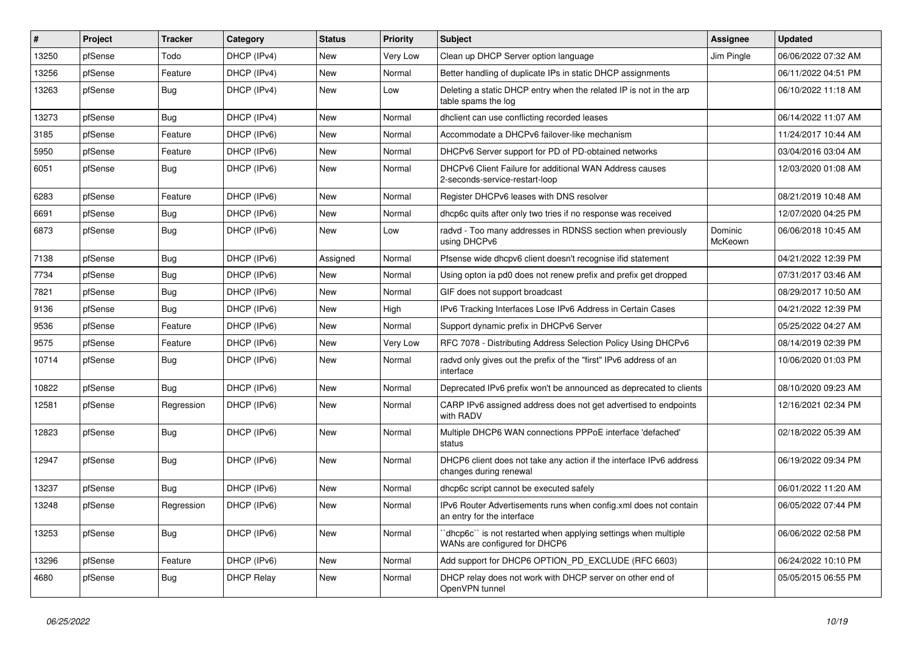| # | Project | Tracker | Category | Status | Priority | Subject | Assignee | Updated |
|---|---|---|---|---|---|---|---|---|
| 13250 | pfSense | Todo | DHCP (IPv4) | New | Very Low | Clean up DHCP Server option language | Jim Pingle | 06/06/2022 07:32 AM |
| 13256 | pfSense | Feature | DHCP (IPv4) | New | Normal | Better handling of duplicate IPs in static DHCP assignments | | 06/11/2022 04:51 PM |
| 13263 | pfSense | Bug | DHCP (IPv4) | New | Low | Deleting a static DHCP entry when the related IP is not in the arp table spams the log | | 06/10/2022 11:18 AM |
| 13273 | pfSense | Bug | DHCP (IPv4) | New | Normal | dhclient can use conflicting recorded leases | | 06/14/2022 11:07 AM |
| 3185 | pfSense | Feature | DHCP (IPv6) | New | Normal | Accommodate a DHCPv6 failover-like mechanism | | 11/24/2017 10:44 AM |
| 5950 | pfSense | Feature | DHCP (IPv6) | New | Normal | DHCPv6 Server support for PD of PD-obtained networks | | 03/04/2016 03:04 AM |
| 6051 | pfSense | Bug | DHCP (IPv6) | New | Normal | DHCPv6 Client Failure for additional WAN Address causes 2-seconds-service-restart-loop | | 12/03/2020 01:08 AM |
| 6283 | pfSense | Feature | DHCP (IPv6) | New | Normal | Register DHCPv6 leases with DNS resolver | | 08/21/2019 10:48 AM |
| 6691 | pfSense | Bug | DHCP (IPv6) | New | Normal | dhcp6c quits after only two tries if no response was received | | 12/07/2020 04:25 PM |
| 6873 | pfSense | Bug | DHCP (IPv6) | New | Low | radvd - Too many addresses in RDNSS section when previously using DHCPv6 | Dominic McKeown | 06/06/2018 10:45 AM |
| 7138 | pfSense | Bug | DHCP (IPv6) | Assigned | Normal | Pfsense wide dhcpv6 client doesn't recognise ifid statement | | 04/21/2022 12:39 PM |
| 7734 | pfSense | Bug | DHCP (IPv6) | New | Normal | Using opton ia pd0 does not renew prefix and prefix get dropped | | 07/31/2017 03:46 AM |
| 7821 | pfSense | Bug | DHCP (IPv6) | New | Normal | GIF does not support broadcast | | 08/29/2017 10:50 AM |
| 9136 | pfSense | Bug | DHCP (IPv6) | New | High | IPv6 Tracking Interfaces Lose IPv6 Address in Certain Cases | | 04/21/2022 12:39 PM |
| 9536 | pfSense | Feature | DHCP (IPv6) | New | Normal | Support dynamic prefix in DHCPv6 Server | | 05/25/2022 04:27 AM |
| 9575 | pfSense | Feature | DHCP (IPv6) | New | Very Low | RFC 7078 - Distributing Address Selection Policy Using DHCPv6 | | 08/14/2019 02:39 PM |
| 10714 | pfSense | Bug | DHCP (IPv6) | New | Normal | radvd only gives out the prefix of the "first" IPv6 address of an interface | | 10/06/2020 01:03 PM |
| 10822 | pfSense | Bug | DHCP (IPv6) | New | Normal | Deprecated IPv6 prefix won't be announced as deprecated to clients | | 08/10/2020 09:23 AM |
| 12581 | pfSense | Regression | DHCP (IPv6) | New | Normal | CARP IPv6 assigned address does not get advertised to endpoints with RADV | | 12/16/2021 02:34 PM |
| 12823 | pfSense | Bug | DHCP (IPv6) | New | Normal | Multiple DHCP6 WAN connections PPPoE interface 'defached' status | | 02/18/2022 05:39 AM |
| 12947 | pfSense | Bug | DHCP (IPv6) | New | Normal | DHCP6 client does not take any action if the interface IPv6 address changes during renewal | | 06/19/2022 09:34 PM |
| 13237 | pfSense | Bug | DHCP (IPv6) | New | Normal | dhcp6c script cannot be executed safely | | 06/01/2022 11:20 AM |
| 13248 | pfSense | Regression | DHCP (IPv6) | New | Normal | IPv6 Router Advertisements runs when config.xml does not contain an entry for the interface | | 06/05/2022 07:44 PM |
| 13253 | pfSense | Bug | DHCP (IPv6) | New | Normal | ``dhcp6c`` is not restarted when applying settings when multiple WANs are configured for DHCP6 | | 06/06/2022 02:58 PM |
| 13296 | pfSense | Feature | DHCP (IPv6) | New | Normal | Add support for DHCP6 OPTION_PD_EXCLUDE (RFC 6603) | | 06/24/2022 10:10 PM |
| 4680 | pfSense | Bug | DHCP Relay | New | Normal | DHCP relay does not work with DHCP server on other end of OpenVPN tunnel | | 05/05/2015 06:55 PM |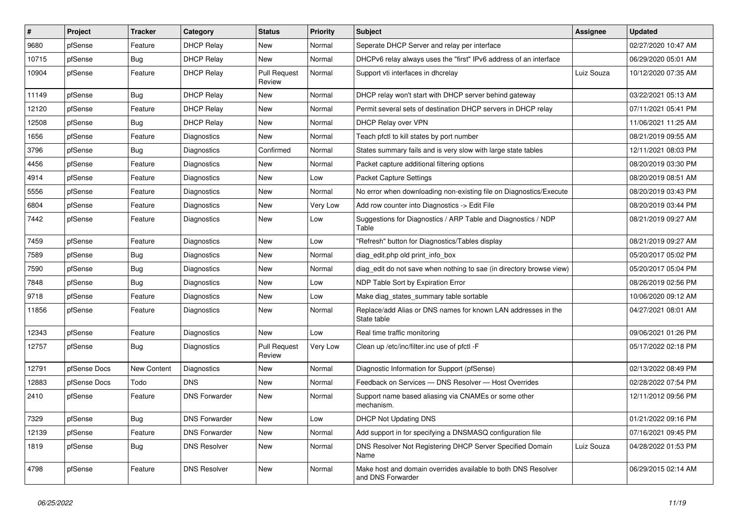| # | Project | Tracker | Category | Status | Priority | Subject | Assignee | Updated |
|---|---|---|---|---|---|---|---|---|
| 9680 | pfSense | Feature | DHCP Relay | New | Normal | Seperate DHCP Server and relay per interface | | 02/27/2020 10:47 AM |
| 10715 | pfSense | Bug | DHCP Relay | New | Normal | DHCPv6 relay always uses the "first" IPv6 address of an interface | | 06/29/2020 05:01 AM |
| 10904 | pfSense | Feature | DHCP Relay | Pull Request Review | Normal | Support vti interfaces in dhcrelay | Luiz Souza | 10/12/2020 07:35 AM |
| 11149 | pfSense | Bug | DHCP Relay | New | Normal | DHCP relay won't start with DHCP server behind gateway | | 03/22/2021 05:13 AM |
| 12120 | pfSense | Feature | DHCP Relay | New | Normal | Permit several sets of destination DHCP servers in DHCP relay | | 07/11/2021 05:41 PM |
| 12508 | pfSense | Bug | DHCP Relay | New | Normal | DHCP Relay over VPN | | 11/06/2021 11:25 AM |
| 1656 | pfSense | Feature | Diagnostics | New | Normal | Teach pfctl to kill states by port number | | 08/21/2019 09:55 AM |
| 3796 | pfSense | Bug | Diagnostics | Confirmed | Normal | States summary fails and is very slow with large state tables | | 12/11/2021 08:03 PM |
| 4456 | pfSense | Feature | Diagnostics | New | Normal | Packet capture additional filtering options | | 08/20/2019 03:30 PM |
| 4914 | pfSense | Feature | Diagnostics | New | Low | Packet Capture Settings | | 08/20/2019 08:51 AM |
| 5556 | pfSense | Feature | Diagnostics | New | Normal | No error when downloading non-existing file on Diagnostics/Execute | | 08/20/2019 03:43 PM |
| 6804 | pfSense | Feature | Diagnostics | New | Very Low | Add row counter into Diagnostics -> Edit File | | 08/20/2019 03:44 PM |
| 7442 | pfSense | Feature | Diagnostics | New | Low | Suggestions for Diagnostics / ARP Table and Diagnostics / NDP Table | | 08/21/2019 09:27 AM |
| 7459 | pfSense | Feature | Diagnostics | New | Low | "Refresh" button for Diagnostics/Tables display | | 08/21/2019 09:27 AM |
| 7589 | pfSense | Bug | Diagnostics | New | Normal | diag_edit.php old print_info_box | | 05/20/2017 05:02 PM |
| 7590 | pfSense | Bug | Diagnostics | New | Normal | diag_edit do not save when nothing to sae (in directory browse view) | | 05/20/2017 05:04 PM |
| 7848 | pfSense | Bug | Diagnostics | New | Low | NDP Table Sort by Expiration Error | | 08/26/2019 02:56 PM |
| 9718 | pfSense | Feature | Diagnostics | New | Low | Make diag_states_summary table sortable | | 10/06/2020 09:12 AM |
| 11856 | pfSense | Feature | Diagnostics | New | Normal | Replace/add Alias or DNS names for known LAN addresses in the State table | | 04/27/2021 08:01 AM |
| 12343 | pfSense | Feature | Diagnostics | New | Low | Real time traffic monitoring | | 09/06/2021 01:26 PM |
| 12757 | pfSense | Bug | Diagnostics | Pull Request Review | Very Low | Clean up /etc/inc/filter.inc use of pfctl -F | | 05/17/2022 02:18 PM |
| 12791 | pfSense Docs | New Content | Diagnostics | New | Normal | Diagnostic Information for Support (pfSense) | | 02/13/2022 08:49 PM |
| 12883 | pfSense Docs | Todo | DNS | New | Normal | Feedback on Services — DNS Resolver — Host Overrides | | 02/28/2022 07:54 PM |
| 2410 | pfSense | Feature | DNS Forwarder | New | Normal | Support name based aliasing via CNAMEs or some other mechanism. | | 12/11/2012 09:56 PM |
| 7329 | pfSense | Bug | DNS Forwarder | New | Low | DHCP Not Updating DNS | | 01/21/2022 09:16 PM |
| 12139 | pfSense | Feature | DNS Forwarder | New | Normal | Add support in for specifying a DNSMASQ configuration file | | 07/16/2021 09:45 PM |
| 1819 | pfSense | Bug | DNS Resolver | New | Normal | DNS Resolver Not Registering DHCP Server Specified Domain Name | Luiz Souza | 04/28/2022 01:53 PM |
| 4798 | pfSense | Feature | DNS Resolver | New | Normal | Make host and domain overrides available to both DNS Resolver and DNS Forwarder | | 06/29/2015 02:14 AM |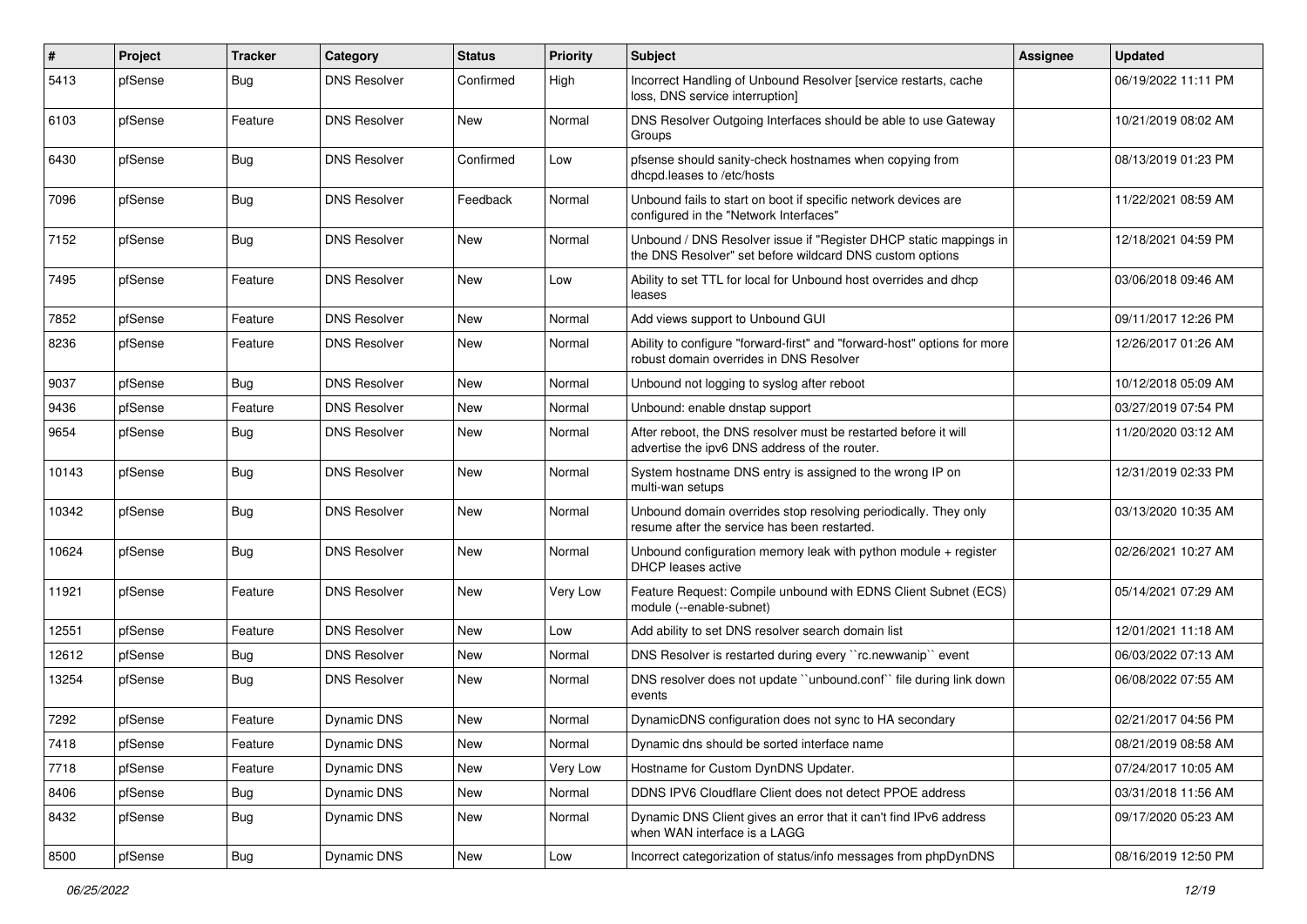| # | Project | Tracker | Category | Status | Priority | Subject | Assignee | Updated |
|---|---|---|---|---|---|---|---|---|
| 5413 | pfSense | Bug | DNS Resolver | Confirmed | High | Incorrect Handling of Unbound Resolver [service restarts, cache loss, DNS service interruption] | | 06/19/2022 11:11 PM |
| 6103 | pfSense | Feature | DNS Resolver | New | Normal | DNS Resolver Outgoing Interfaces should be able to use Gateway Groups | | 10/21/2019 08:02 AM |
| 6430 | pfSense | Bug | DNS Resolver | Confirmed | Low | pfsense should sanity-check hostnames when copying from dhcpd.leases to /etc/hosts | | 08/13/2019 01:23 PM |
| 7096 | pfSense | Bug | DNS Resolver | Feedback | Normal | Unbound fails to start on boot if specific network devices are configured in the "Network Interfaces" | | 11/22/2021 08:59 AM |
| 7152 | pfSense | Bug | DNS Resolver | New | Normal | Unbound / DNS Resolver issue if "Register DHCP static mappings in the DNS Resolver" set before wildcard DNS custom options | | 12/18/2021 04:59 PM |
| 7495 | pfSense | Feature | DNS Resolver | New | Low | Ability to set TTL for local for Unbound host overrides and dhcp leases | | 03/06/2018 09:46 AM |
| 7852 | pfSense | Feature | DNS Resolver | New | Normal | Add views support to Unbound GUI | | 09/11/2017 12:26 PM |
| 8236 | pfSense | Feature | DNS Resolver | New | Normal | Ability to configure "forward-first" and "forward-host" options for more robust domain overrides in DNS Resolver | | 12/26/2017 01:26 AM |
| 9037 | pfSense | Bug | DNS Resolver | New | Normal | Unbound not logging to syslog after reboot | | 10/12/2018 05:09 AM |
| 9436 | pfSense | Feature | DNS Resolver | New | Normal | Unbound: enable dnstap support | | 03/27/2019 07:54 PM |
| 9654 | pfSense | Bug | DNS Resolver | New | Normal | After reboot, the DNS resolver must be restarted before it will advertise the ipv6 DNS address of the router. | | 11/20/2020 03:12 AM |
| 10143 | pfSense | Bug | DNS Resolver | New | Normal | System hostname DNS entry is assigned to the wrong IP on multi-wan setups | | 12/31/2019 02:33 PM |
| 10342 | pfSense | Bug | DNS Resolver | New | Normal | Unbound domain overrides stop resolving periodically. They only resume after the service has been restarted. | | 03/13/2020 10:35 AM |
| 10624 | pfSense | Bug | DNS Resolver | New | Normal | Unbound configuration memory leak with python module + register DHCP leases active | | 02/26/2021 10:27 AM |
| 11921 | pfSense | Feature | DNS Resolver | New | Very Low | Feature Request: Compile unbound with EDNS Client Subnet (ECS) module (--enable-subnet) | | 05/14/2021 07:29 AM |
| 12551 | pfSense | Feature | DNS Resolver | New | Low | Add ability to set DNS resolver search domain list | | 12/01/2021 11:18 AM |
| 12612 | pfSense | Bug | DNS Resolver | New | Normal | DNS Resolver is restarted during every ``rc.newwanip`` event | | 06/03/2022 07:13 AM |
| 13254 | pfSense | Bug | DNS Resolver | New | Normal | DNS resolver does not update ``unbound.conf`` file during link down events | | 06/08/2022 07:55 AM |
| 7292 | pfSense | Feature | Dynamic DNS | New | Normal | DynamicDNS configuration does not sync to HA secondary | | 02/21/2017 04:56 PM |
| 7418 | pfSense | Feature | Dynamic DNS | New | Normal | Dynamic dns should be sorted interface name | | 08/21/2019 08:58 AM |
| 7718 | pfSense | Feature | Dynamic DNS | New | Very Low | Hostname for Custom DynDNS Updater. | | 07/24/2017 10:05 AM |
| 8406 | pfSense | Bug | Dynamic DNS | New | Normal | DDNS IPV6 Cloudflare Client does not detect PPOE address | | 03/31/2018 11:56 AM |
| 8432 | pfSense | Bug | Dynamic DNS | New | Normal | Dynamic DNS Client gives an error that it can't find IPv6 address when WAN interface is a LAGG | | 09/17/2020 05:23 AM |
| 8500 | pfSense | Bug | Dynamic DNS | New | Low | Incorrect categorization of status/info messages from phpDynDNS | | 08/16/2019 12:50 PM |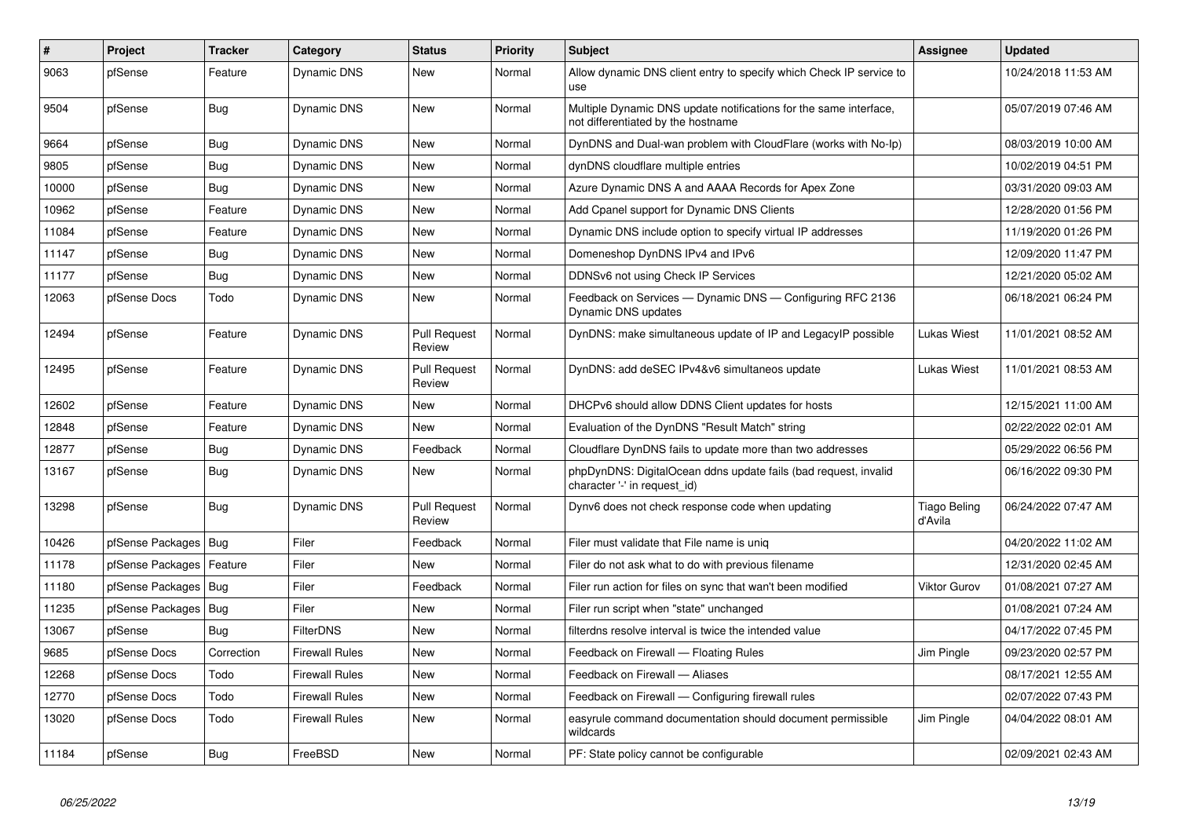| # | Project | Tracker | Category | Status | Priority | Subject | Assignee | Updated |
|---|---|---|---|---|---|---|---|---|
| 9063 | pfSense | Feature | Dynamic DNS | New | Normal | Allow dynamic DNS client entry to specify which Check IP service to use | | 10/24/2018 11:53 AM |
| 9504 | pfSense | Bug | Dynamic DNS | New | Normal | Multiple Dynamic DNS update notifications for the same interface, not differentiated by the hostname | | 05/07/2019 07:46 AM |
| 9664 | pfSense | Bug | Dynamic DNS | New | Normal | DynDNS and Dual-wan problem with CloudFlare (works with No-Ip) | | 08/03/2019 10:00 AM |
| 9805 | pfSense | Bug | Dynamic DNS | New | Normal | dynDNS cloudflare multiple entries | | 10/02/2019 04:51 PM |
| 10000 | pfSense | Bug | Dynamic DNS | New | Normal | Azure Dynamic DNS A and AAAA Records for Apex Zone | | 03/31/2020 09:03 AM |
| 10962 | pfSense | Feature | Dynamic DNS | New | Normal | Add Cpanel support for Dynamic DNS Clients | | 12/28/2020 01:56 PM |
| 11084 | pfSense | Feature | Dynamic DNS | New | Normal | Dynamic DNS include option to specify virtual IP addresses | | 11/19/2020 01:26 PM |
| 11147 | pfSense | Bug | Dynamic DNS | New | Normal | Domeneshop DynDNS IPv4 and IPv6 | | 12/09/2020 11:47 PM |
| 11177 | pfSense | Bug | Dynamic DNS | New | Normal | DDNSv6 not using Check IP Services | | 12/21/2020 05:02 AM |
| 12063 | pfSense Docs | Todo | Dynamic DNS | New | Normal | Feedback on Services — Dynamic DNS — Configuring RFC 2136 Dynamic DNS updates | | 06/18/2021 06:24 PM |
| 12494 | pfSense | Feature | Dynamic DNS | Pull Request Review | Normal | DynDNS: make simultaneous update of IP and LegacyIP possible | Lukas Wiest | 11/01/2021 08:52 AM |
| 12495 | pfSense | Feature | Dynamic DNS | Pull Request Review | Normal | DynDNS: add deSEC IPv4&v6 simultaneos update | Lukas Wiest | 11/01/2021 08:53 AM |
| 12602 | pfSense | Feature | Dynamic DNS | New | Normal | DHCPv6 should allow DDNS Client updates for hosts | | 12/15/2021 11:00 AM |
| 12848 | pfSense | Feature | Dynamic DNS | New | Normal | Evaluation of the DynDNS "Result Match" string | | 02/22/2022 02:01 AM |
| 12877 | pfSense | Bug | Dynamic DNS | Feedback | Normal | Cloudflare DynDNS fails to update more than two addresses | | 05/29/2022 06:56 PM |
| 13167 | pfSense | Bug | Dynamic DNS | New | Normal | phpDynDNS: DigitalOcean ddns update fails (bad request, invalid character '-' in request_id) | | 06/16/2022 09:30 PM |
| 13298 | pfSense | Bug | Dynamic DNS | Pull Request Review | Normal | Dynv6 does not check response code when updating | Tiago Beling d'Avila | 06/24/2022 07:47 AM |
| 10426 | pfSense Packages | Bug | Filer | Feedback | Normal | Filer must validate that File name is uniq | | 04/20/2022 11:02 AM |
| 11178 | pfSense Packages | Feature | Filer | New | Normal | Filer do not ask what to do with previous filename | | 12/31/2020 02:45 AM |
| 11180 | pfSense Packages | Bug | Filer | Feedback | Normal | Filer run action for files on sync that wan't been modified | Viktor Gurov | 01/08/2021 07:27 AM |
| 11235 | pfSense Packages | Bug | Filer | New | Normal | Filer run script when "state" unchanged | | 01/08/2021 07:24 AM |
| 13067 | pfSense | Bug | FilterDNS | New | Normal | filterdns resolve interval is twice the intended value | | 04/17/2022 07:45 PM |
| 9685 | pfSense Docs | Correction | Firewall Rules | New | Normal | Feedback on Firewall — Floating Rules | Jim Pingle | 09/23/2020 02:57 PM |
| 12268 | pfSense Docs | Todo | Firewall Rules | New | Normal | Feedback on Firewall — Aliases | | 08/17/2021 12:55 AM |
| 12770 | pfSense Docs | Todo | Firewall Rules | New | Normal | Feedback on Firewall — Configuring firewall rules | | 02/07/2022 07:43 PM |
| 13020 | pfSense Docs | Todo | Firewall Rules | New | Normal | easyrule command documentation should document permissible wildcards | Jim Pingle | 04/04/2022 08:01 AM |
| 11184 | pfSense | Bug | FreeBSD | New | Normal | PF: State policy cannot be configurable | | 02/09/2021 02:43 AM |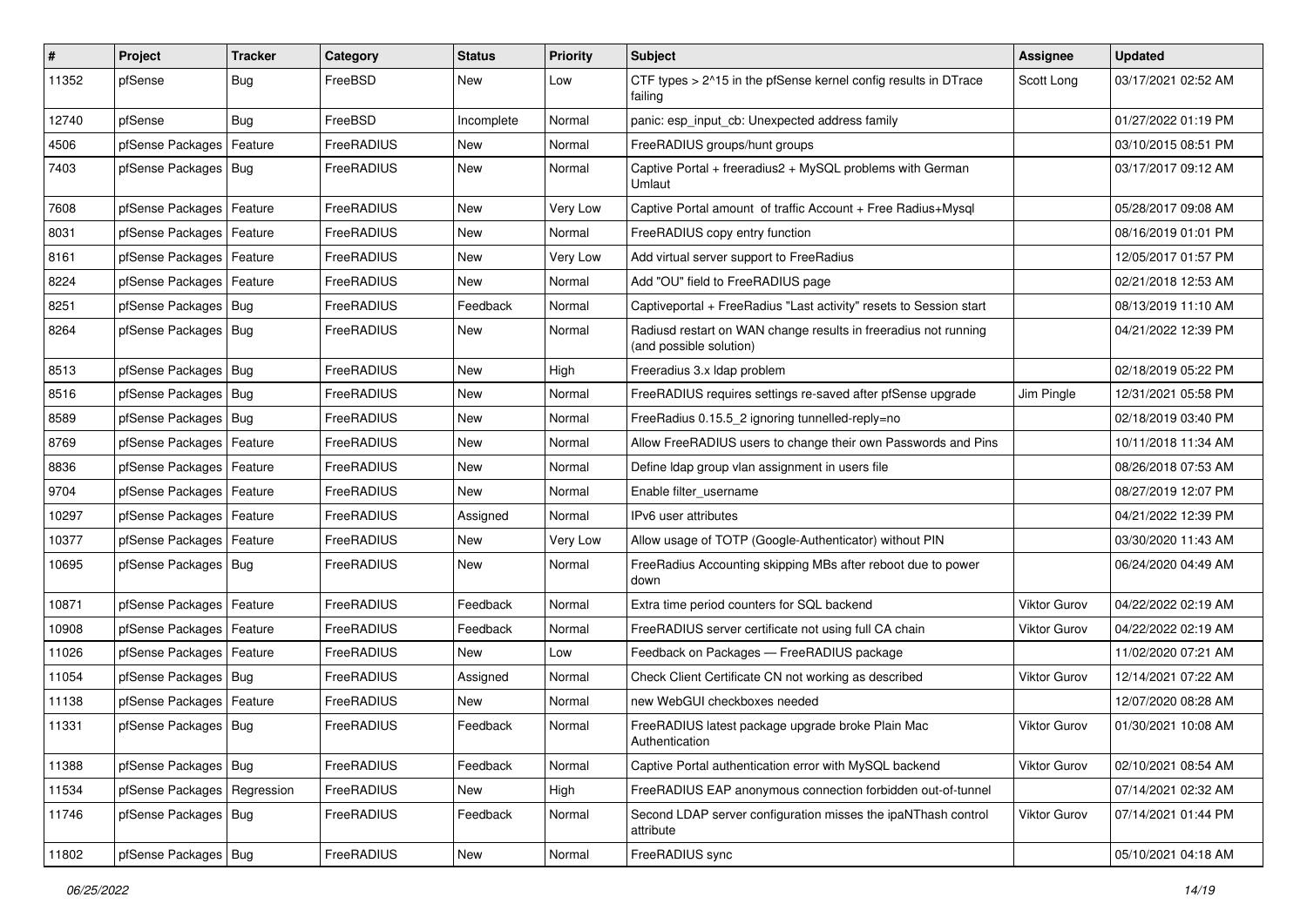| # | Project | Tracker | Category | Status | Priority | Subject | Assignee | Updated |
|---|---|---|---|---|---|---|---|---|
| 11352 | pfSense | Bug | FreeBSD | New | Low | CTF types > 2^15 in the pfSense kernel config results in DTrace failing | Scott Long | 03/17/2021 02:52 AM |
| 12740 | pfSense | Bug | FreeBSD | Incomplete | Normal | panic: esp_input_cb: Unexpected address family | | 01/27/2022 01:19 PM |
| 4506 | pfSense Packages | Feature | FreeRADIUS | New | Normal | FreeRADIUS groups/hunt groups | | 03/10/2015 08:51 PM |
| 7403 | pfSense Packages | Bug | FreeRADIUS | New | Normal | Captive Portal + freeradius2 + MySQL problems with German Umlaut | | 03/17/2017 09:12 AM |
| 7608 | pfSense Packages | Feature | FreeRADIUS | New | Very Low | Captive Portal amount of traffic Account + Free Radius+Mysql | | 05/28/2017 09:08 AM |
| 8031 | pfSense Packages | Feature | FreeRADIUS | New | Normal | FreeRADIUS copy entry function | | 08/16/2019 01:01 PM |
| 8161 | pfSense Packages | Feature | FreeRADIUS | New | Very Low | Add virtual server support to FreeRadius | | 12/05/2017 01:57 PM |
| 8224 | pfSense Packages | Feature | FreeRADIUS | New | Normal | Add "OU" field to FreeRADIUS page | | 02/21/2018 12:53 AM |
| 8251 | pfSense Packages | Bug | FreeRADIUS | Feedback | Normal | Captiveportal + FreeRadius "Last activity" resets to Session start | | 08/13/2019 11:10 AM |
| 8264 | pfSense Packages | Bug | FreeRADIUS | New | Normal | Radiusd restart on WAN change results in freeradius not running (and possible solution) | | 04/21/2022 12:39 PM |
| 8513 | pfSense Packages | Bug | FreeRADIUS | New | High | Freeradius 3.x ldap problem | | 02/18/2019 05:22 PM |
| 8516 | pfSense Packages | Bug | FreeRADIUS | New | Normal | FreeRADIUS requires settings re-saved after pfSense upgrade | Jim Pingle | 12/31/2021 05:58 PM |
| 8589 | pfSense Packages | Bug | FreeRADIUS | New | Normal | FreeRadius 0.15.5_2 ignoring tunnelled-reply=no | | 02/18/2019 03:40 PM |
| 8769 | pfSense Packages | Feature | FreeRADIUS | New | Normal | Allow FreeRADIUS users to change their own Passwords and Pins | | 10/11/2018 11:34 AM |
| 8836 | pfSense Packages | Feature | FreeRADIUS | New | Normal | Define ldap group vlan assignment in users file | | 08/26/2018 07:53 AM |
| 9704 | pfSense Packages | Feature | FreeRADIUS | New | Normal | Enable filter_username | | 08/27/2019 12:07 PM |
| 10297 | pfSense Packages | Feature | FreeRADIUS | Assigned | Normal | IPv6 user attributes | | 04/21/2022 12:39 PM |
| 10377 | pfSense Packages | Feature | FreeRADIUS | New | Very Low | Allow usage of TOTP (Google-Authenticator) without PIN | | 03/30/2020 11:43 AM |
| 10695 | pfSense Packages | Bug | FreeRADIUS | New | Normal | FreeRadius Accounting skipping MBs after reboot due to power down | | 06/24/2020 04:49 AM |
| 10871 | pfSense Packages | Feature | FreeRADIUS | Feedback | Normal | Extra time period counters for SQL backend | Viktor Gurov | 04/22/2022 02:19 AM |
| 10908 | pfSense Packages | Feature | FreeRADIUS | Feedback | Normal | FreeRADIUS server certificate not using full CA chain | Viktor Gurov | 04/22/2022 02:19 AM |
| 11026 | pfSense Packages | Feature | FreeRADIUS | New | Low | Feedback on Packages — FreeRADIUS package | | 11/02/2020 07:21 AM |
| 11054 | pfSense Packages | Bug | FreeRADIUS | Assigned | Normal | Check Client Certificate CN not working as described | Viktor Gurov | 12/14/2021 07:22 AM |
| 11138 | pfSense Packages | Feature | FreeRADIUS | New | Normal | new WebGUI checkboxes needed | | 12/07/2020 08:28 AM |
| 11331 | pfSense Packages | Bug | FreeRADIUS | Feedback | Normal | FreeRADIUS latest package upgrade broke Plain Mac Authentication | Viktor Gurov | 01/30/2021 10:08 AM |
| 11388 | pfSense Packages | Bug | FreeRADIUS | Feedback | Normal | Captive Portal authentication error with MySQL backend | Viktor Gurov | 02/10/2021 08:54 AM |
| 11534 | pfSense Packages | Regression | FreeRADIUS | New | High | FreeRADIUS EAP anonymous connection forbidden out-of-tunnel | | 07/14/2021 02:32 AM |
| 11746 | pfSense Packages | Bug | FreeRADIUS | Feedback | Normal | Second LDAP server configuration misses the ipaNThash control attribute | Viktor Gurov | 07/14/2021 01:44 PM |
| 11802 | pfSense Packages | Bug | FreeRADIUS | New | Normal | FreeRADIUS sync | | 05/10/2021 04:18 AM |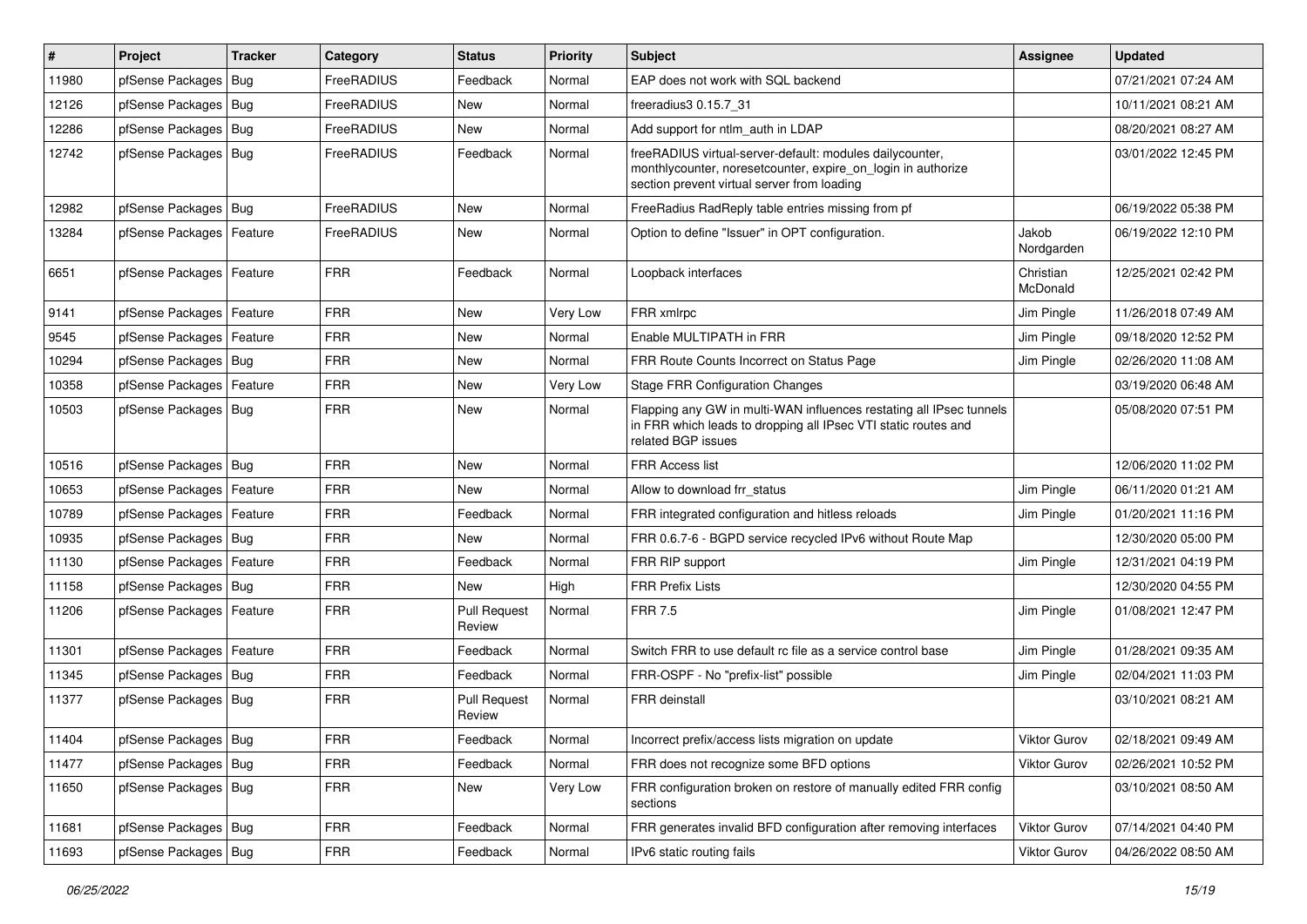| # | Project | Tracker | Category | Status | Priority | Subject | Assignee | Updated |
|---|---|---|---|---|---|---|---|---|
| 11980 | pfSense Packages | Bug | FreeRADIUS | Feedback | Normal | EAP does not work with SQL backend | | 07/21/2021 07:24 AM |
| 12126 | pfSense Packages | Bug | FreeRADIUS | New | Normal | freeradius3 0.15.7_31 | | 10/11/2021 08:21 AM |
| 12286 | pfSense Packages | Bug | FreeRADIUS | New | Normal | Add support for ntlm_auth in LDAP | | 08/20/2021 08:27 AM |
| 12742 | pfSense Packages | Bug | FreeRADIUS | Feedback | Normal | freeRADIUS virtual-server-default: modules dailycounter, monthlycounter, noresetcounter, expire_on_login in authorize section prevent virtual server from loading | | 03/01/2022 12:45 PM |
| 12982 | pfSense Packages | Bug | FreeRADIUS | New | Normal | FreeRadius RadReply table entries missing from pf | | 06/19/2022 05:38 PM |
| 13284 | pfSense Packages | Feature | FreeRADIUS | New | Normal | Option to define "Issuer" in OPT configuration. | Jakob Nordgarden | 06/19/2022 12:10 PM |
| 6651 | pfSense Packages | Feature | FRR | Feedback | Normal | Loopback interfaces | Christian McDonald | 12/25/2021 02:42 PM |
| 9141 | pfSense Packages | Feature | FRR | New | Very Low | FRR xmlrpc | Jim Pingle | 11/26/2018 07:49 AM |
| 9545 | pfSense Packages | Feature | FRR | New | Normal | Enable MULTIPATH in FRR | Jim Pingle | 09/18/2020 12:52 PM |
| 10294 | pfSense Packages | Bug | FRR | New | Normal | FRR Route Counts Incorrect on Status Page | Jim Pingle | 02/26/2020 11:08 AM |
| 10358 | pfSense Packages | Feature | FRR | New | Very Low | Stage FRR Configuration Changes | | 03/19/2020 06:48 AM |
| 10503 | pfSense Packages | Bug | FRR | New | Normal | Flapping any GW in multi-WAN influences restating all IPsec tunnels in FRR which leads to dropping all IPsec VTI static routes and related BGP issues | | 05/08/2020 07:51 PM |
| 10516 | pfSense Packages | Bug | FRR | New | Normal | FRR Access list | | 12/06/2020 11:02 PM |
| 10653 | pfSense Packages | Feature | FRR | New | Normal | Allow to download frr_status | Jim Pingle | 06/11/2020 01:21 AM |
| 10789 | pfSense Packages | Feature | FRR | Feedback | Normal | FRR integrated configuration and hitless reloads | Jim Pingle | 01/20/2021 11:16 PM |
| 10935 | pfSense Packages | Bug | FRR | New | Normal | FRR 0.6.7-6 - BGPD service recycled IPv6 without Route Map | | 12/30/2020 05:00 PM |
| 11130 | pfSense Packages | Feature | FRR | Feedback | Normal | FRR RIP support | Jim Pingle | 12/31/2021 04:19 PM |
| 11158 | pfSense Packages | Bug | FRR | New | High | FRR Prefix Lists | | 12/30/2020 04:55 PM |
| 11206 | pfSense Packages | Feature | FRR | Pull Request Review | Normal | FRR 7.5 | Jim Pingle | 01/08/2021 12:47 PM |
| 11301 | pfSense Packages | Feature | FRR | Feedback | Normal | Switch FRR to use default rc file as a service control base | Jim Pingle | 01/28/2021 09:35 AM |
| 11345 | pfSense Packages | Bug | FRR | Feedback | Normal | FRR-OSPF - No "prefix-list" possible | Jim Pingle | 02/04/2021 11:03 PM |
| 11377 | pfSense Packages | Bug | FRR | Pull Request Review | Normal | FRR deinstall | | 03/10/2021 08:21 AM |
| 11404 | pfSense Packages | Bug | FRR | Feedback | Normal | Incorrect prefix/access lists migration on update | Viktor Gurov | 02/18/2021 09:49 AM |
| 11477 | pfSense Packages | Bug | FRR | Feedback | Normal | FRR does not recognize some BFD options | Viktor Gurov | 02/26/2021 10:52 PM |
| 11650 | pfSense Packages | Bug | FRR | New | Very Low | FRR configuration broken on restore of manually edited FRR config sections | | 03/10/2021 08:50 AM |
| 11681 | pfSense Packages | Bug | FRR | Feedback | Normal | FRR generates invalid BFD configuration after removing interfaces | Viktor Gurov | 07/14/2021 04:40 PM |
| 11693 | pfSense Packages | Bug | FRR | Feedback | Normal | IPv6 static routing fails | Viktor Gurov | 04/26/2022 08:50 AM |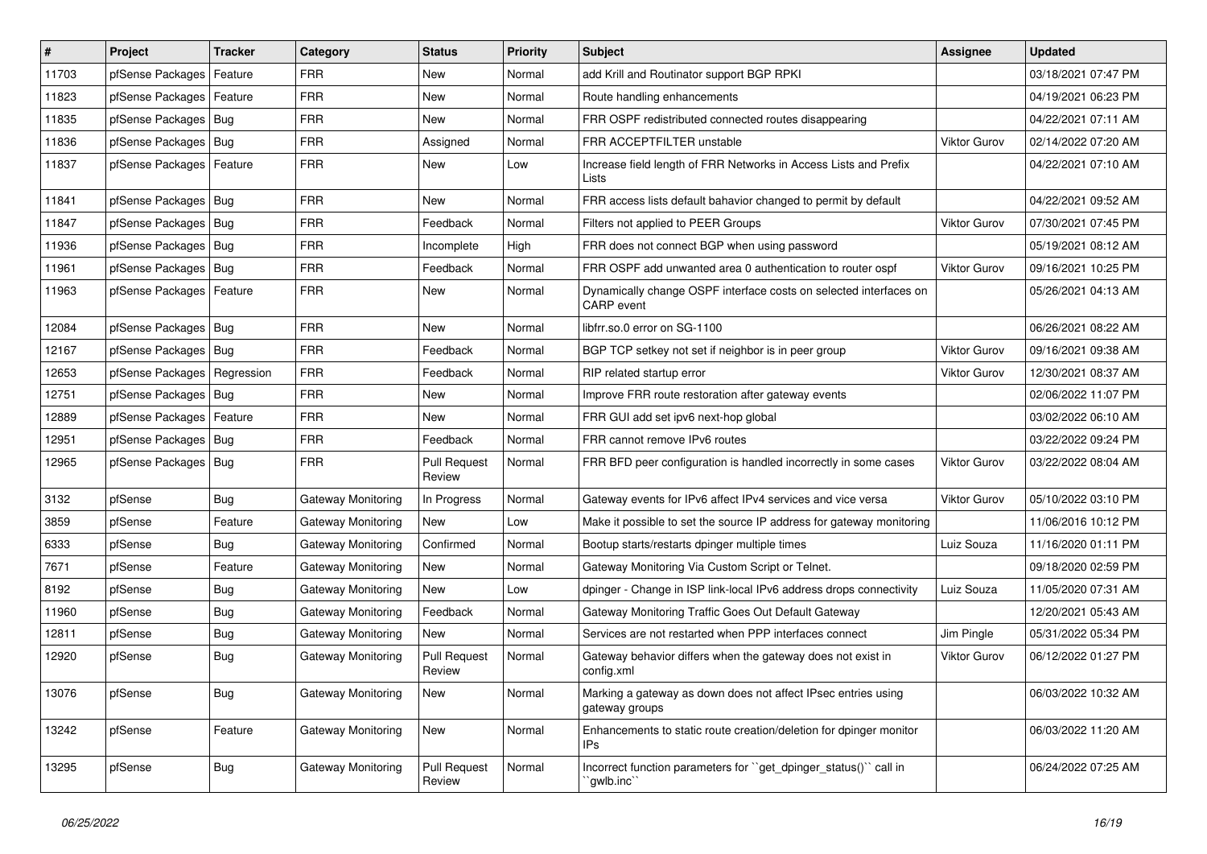| # | Project | Tracker | Category | Status | Priority | Subject | Assignee | Updated |
|---|---|---|---|---|---|---|---|---|
| 11703 | pfSense Packages | Feature | FRR | New | Normal | add Krill and Routinator support BGP RPKI | | 03/18/2021 07:47 PM |
| 11823 | pfSense Packages | Feature | FRR | New | Normal | Route handling enhancements | | 04/19/2021 06:23 PM |
| 11835 | pfSense Packages | Bug | FRR | New | Normal | FRR OSPF redistributed connected routes disappearing | | 04/22/2021 07:11 AM |
| 11836 | pfSense Packages | Bug | FRR | Assigned | Normal | FRR ACCEPTFILTER unstable | Viktor Gurov | 02/14/2022 07:20 AM |
| 11837 | pfSense Packages | Feature | FRR | New | Low | Increase field length of FRR Networks in Access Lists and Prefix Lists | | 04/22/2021 07:10 AM |
| 11841 | pfSense Packages | Bug | FRR | New | Normal | FRR access lists default bahavior changed to permit by default | | 04/22/2021 09:52 AM |
| 11847 | pfSense Packages | Bug | FRR | Feedback | Normal | Filters not applied to PEER Groups | Viktor Gurov | 07/30/2021 07:45 PM |
| 11936 | pfSense Packages | Bug | FRR | Incomplete | High | FRR does not connect BGP when using password | | 05/19/2021 08:12 AM |
| 11961 | pfSense Packages | Bug | FRR | Feedback | Normal | FRR OSPF add unwanted area 0 authentication to router ospf | Viktor Gurov | 09/16/2021 10:25 PM |
| 11963 | pfSense Packages | Feature | FRR | New | Normal | Dynamically change OSPF interface costs on selected interfaces on CARP event | | 05/26/2021 04:13 AM |
| 12084 | pfSense Packages | Bug | FRR | New | Normal | libfrr.so.0 error on SG-1100 | | 06/26/2021 08:22 AM |
| 12167 | pfSense Packages | Bug | FRR | Feedback | Normal | BGP TCP setkey not set if neighbor is in peer group | Viktor Gurov | 09/16/2021 09:38 AM |
| 12653 | pfSense Packages | Regression | FRR | Feedback | Normal | RIP related startup error | Viktor Gurov | 12/30/2021 08:37 AM |
| 12751 | pfSense Packages | Bug | FRR | New | Normal | Improve FRR route restoration after gateway events | | 02/06/2022 11:07 PM |
| 12889 | pfSense Packages | Feature | FRR | New | Normal | FRR GUI add set ipv6 next-hop global | | 03/02/2022 06:10 AM |
| 12951 | pfSense Packages | Bug | FRR | Feedback | Normal | FRR cannot remove IPv6 routes | | 03/22/2022 09:24 PM |
| 12965 | pfSense Packages | Bug | FRR | Pull Request Review | Normal | FRR BFD peer configuration is handled incorrectly in some cases | Viktor Gurov | 03/22/2022 08:04 AM |
| 3132 | pfSense | Bug | Gateway Monitoring | In Progress | Normal | Gateway events for IPv6 affect IPv4 services and vice versa | Viktor Gurov | 05/10/2022 03:10 PM |
| 3859 | pfSense | Feature | Gateway Monitoring | New | Low | Make it possible to set the source IP address for gateway monitoring | | 11/06/2016 10:12 PM |
| 6333 | pfSense | Bug | Gateway Monitoring | Confirmed | Normal | Bootup starts/restarts dpinger multiple times | Luiz Souza | 11/16/2020 01:11 PM |
| 7671 | pfSense | Feature | Gateway Monitoring | New | Normal | Gateway Monitoring Via Custom Script or Telnet. | | 09/18/2020 02:59 PM |
| 8192 | pfSense | Bug | Gateway Monitoring | New | Low | dpinger - Change in ISP link-local IPv6 address drops connectivity | Luiz Souza | 11/05/2020 07:31 AM |
| 11960 | pfSense | Bug | Gateway Monitoring | Feedback | Normal | Gateway Monitoring Traffic Goes Out Default Gateway | | 12/20/2021 05:43 AM |
| 12811 | pfSense | Bug | Gateway Monitoring | New | Normal | Services are not restarted when PPP interfaces connect | Jim Pingle | 05/31/2022 05:34 PM |
| 12920 | pfSense | Bug | Gateway Monitoring | Pull Request Review | Normal | Gateway behavior differs when the gateway does not exist in config.xml | Viktor Gurov | 06/12/2022 01:27 PM |
| 13076 | pfSense | Bug | Gateway Monitoring | New | Normal | Marking a gateway as down does not affect IPsec entries using gateway groups | | 06/03/2022 10:32 AM |
| 13242 | pfSense | Feature | Gateway Monitoring | New | Normal | Enhancements to static route creation/deletion for dpinger monitor IPs | | 06/03/2022 11:20 AM |
| 13295 | pfSense | Bug | Gateway Monitoring | Pull Request Review | Normal | Incorrect function parameters for ``get_dpinger_status()`` call in ``gwlb.inc`` | | 06/24/2022 07:25 AM |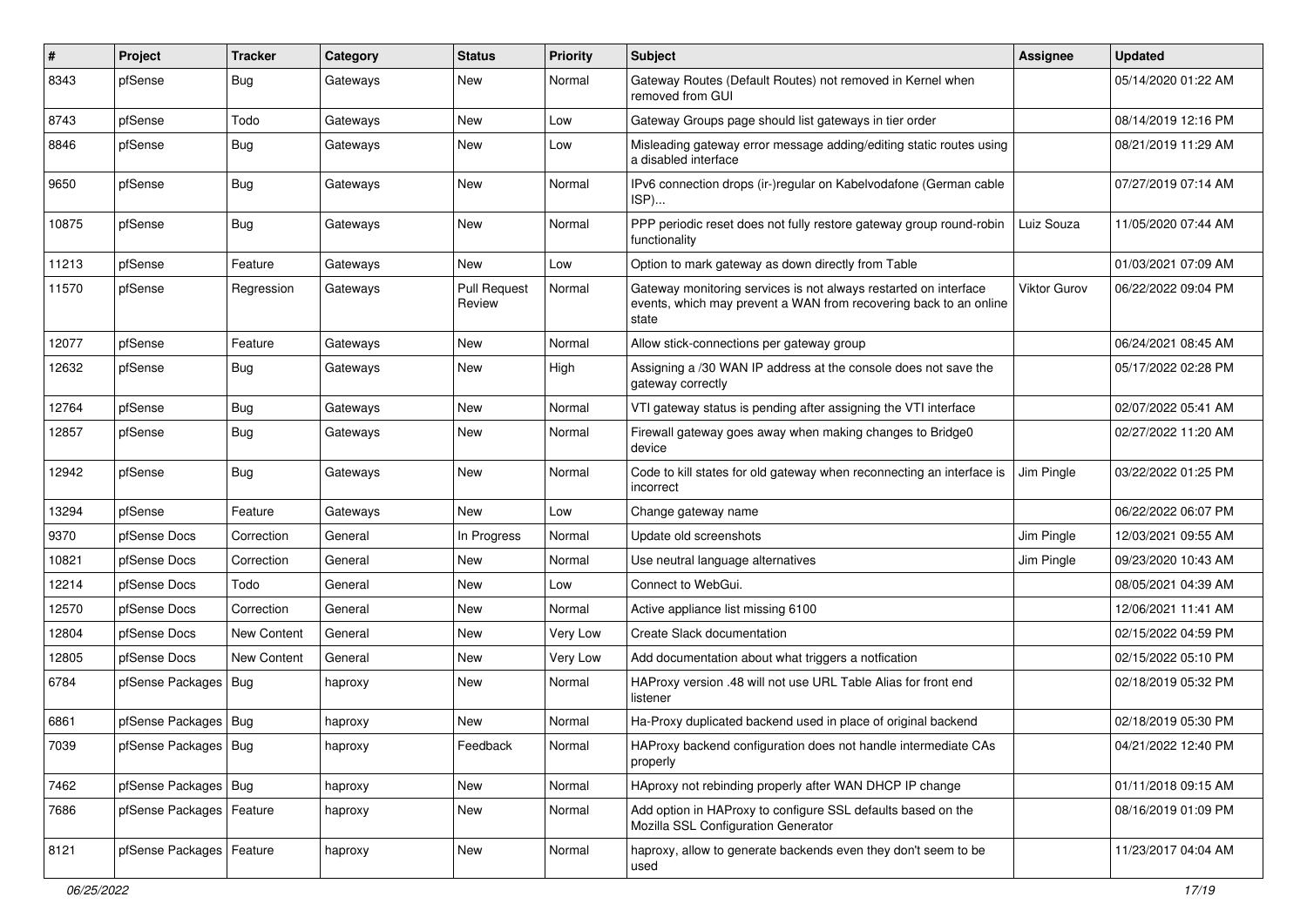| # | Project | Tracker | Category | Status | Priority | Subject | Assignee | Updated |
|---|---|---|---|---|---|---|---|---|
| 8343 | pfSense | Bug | Gateways | New | Normal | Gateway Routes (Default Routes) not removed in Kernel when removed from GUI | | 05/14/2020 01:22 AM |
| 8743 | pfSense | Todo | Gateways | New | Low | Gateway Groups page should list gateways in tier order | | 08/14/2019 12:16 PM |
| 8846 | pfSense | Bug | Gateways | New | Low | Misleading gateway error message adding/editing static routes using a disabled interface | | 08/21/2019 11:29 AM |
| 9650 | pfSense | Bug | Gateways | New | Normal | IPv6 connection drops (ir-)regular on Kabelvodafone (German cable ISP)... | | 07/27/2019 07:14 AM |
| 10875 | pfSense | Bug | Gateways | New | Normal | PPP periodic reset does not fully restore gateway group round-robin functionality | Luiz Souza | 11/05/2020 07:44 AM |
| 11213 | pfSense | Feature | Gateways | New | Low | Option to mark gateway as down directly from Table | | 01/03/2021 07:09 AM |
| 11570 | pfSense | Regression | Gateways | Pull Request Review | Normal | Gateway monitoring services is not always restarted on interface events, which may prevent a WAN from recovering back to an online state | Viktor Gurov | 06/22/2022 09:04 PM |
| 12077 | pfSense | Feature | Gateways | New | Normal | Allow stick-connections per gateway group | | 06/24/2021 08:45 AM |
| 12632 | pfSense | Bug | Gateways | New | High | Assigning a /30 WAN IP address at the console does not save the gateway correctly | | 05/17/2022 02:28 PM |
| 12764 | pfSense | Bug | Gateways | New | Normal | VTI gateway status is pending after assigning the VTI interface | | 02/07/2022 05:41 AM |
| 12857 | pfSense | Bug | Gateways | New | Normal | Firewall gateway goes away when making changes to Bridge0 device | | 02/27/2022 11:20 AM |
| 12942 | pfSense | Bug | Gateways | New | Normal | Code to kill states for old gateway when reconnecting an interface is incorrect | Jim Pingle | 03/22/2022 01:25 PM |
| 13294 | pfSense | Feature | Gateways | New | Low | Change gateway name | | 06/22/2022 06:07 PM |
| 9370 | pfSense Docs | Correction | General | In Progress | Normal | Update old screenshots | Jim Pingle | 12/03/2021 09:55 AM |
| 10821 | pfSense Docs | Correction | General | New | Normal | Use neutral language alternatives | Jim Pingle | 09/23/2020 10:43 AM |
| 12214 | pfSense Docs | Todo | General | New | Low | Connect to WebGui. | | 08/05/2021 04:39 AM |
| 12570 | pfSense Docs | Correction | General | New | Normal | Active appliance list missing 6100 | | 12/06/2021 11:41 AM |
| 12804 | pfSense Docs | New Content | General | New | Very Low | Create Slack documentation | | 02/15/2022 04:59 PM |
| 12805 | pfSense Docs | New Content | General | New | Very Low | Add documentation about what triggers a notfication | | 02/15/2022 05:10 PM |
| 6784 | pfSense Packages | Bug | haproxy | New | Normal | HAProxy version .48 will not use URL Table Alias for front end listener | | 02/18/2019 05:32 PM |
| 6861 | pfSense Packages | Bug | haproxy | New | Normal | Ha-Proxy duplicated backend used in place of original backend | | 02/18/2019 05:30 PM |
| 7039 | pfSense Packages | Bug | haproxy | Feedback | Normal | HAProxy backend configuration does not handle intermediate CAs properly | | 04/21/2022 12:40 PM |
| 7462 | pfSense Packages | Bug | haproxy | New | Normal | HAproxy not rebinding properly after WAN DHCP IP change | | 01/11/2018 09:15 AM |
| 7686 | pfSense Packages | Feature | haproxy | New | Normal | Add option in HAProxy to configure SSL defaults based on the Mozilla SSL Configuration Generator | | 08/16/2019 01:09 PM |
| 8121 | pfSense Packages | Feature | haproxy | New | Normal | haproxy, allow to generate backends even they don't seem to be used | | 11/23/2017 04:04 AM |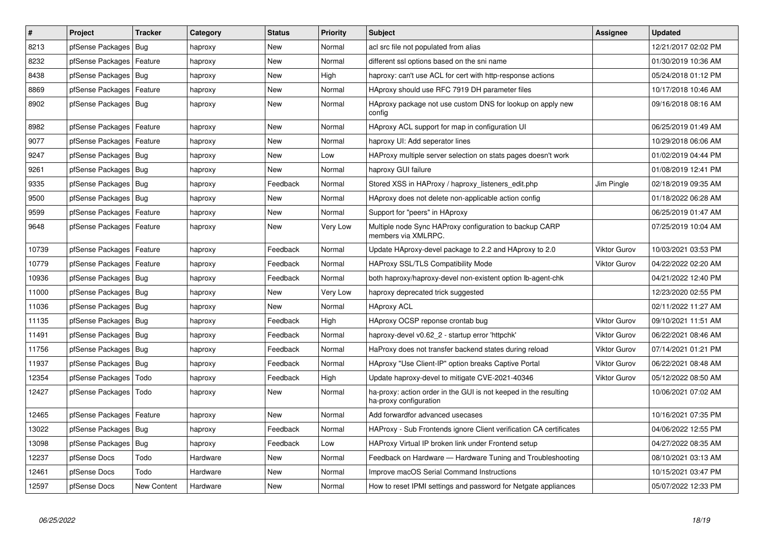| # | Project | Tracker | Category | Status | Priority | Subject | Assignee | Updated |
|---|---|---|---|---|---|---|---|---|
| 8213 | pfSense Packages | Bug | haproxy | New | Normal | acl src file not populated from alias | | 12/21/2017 02:02 PM |
| 8232 | pfSense Packages | Feature | haproxy | New | Normal | different ssl options based on the sni name | | 01/30/2019 10:36 AM |
| 8438 | pfSense Packages | Bug | haproxy | New | High | haproxy: can't use ACL for cert with http-response actions | | 05/24/2018 01:12 PM |
| 8869 | pfSense Packages | Feature | haproxy | New | Normal | HAproxy should use RFC 7919 DH parameter files | | 10/17/2018 10:46 AM |
| 8902 | pfSense Packages | Bug | haproxy | New | Normal | HAproxy package not use custom DNS for lookup on apply new config | | 09/16/2018 08:16 AM |
| 8982 | pfSense Packages | Feature | haproxy | New | Normal | HAproxy ACL support for map in configuration UI | | 06/25/2019 01:49 AM |
| 9077 | pfSense Packages | Feature | haproxy | New | Normal | haproxy UI: Add seperator lines | | 10/29/2018 06:06 AM |
| 9247 | pfSense Packages | Bug | haproxy | New | Low | HAProxy multiple server selection on stats pages doesn't work | | 01/02/2019 04:44 PM |
| 9261 | pfSense Packages | Bug | haproxy | New | Normal | haproxy GUI failure | | 01/08/2019 12:41 PM |
| 9335 | pfSense Packages | Bug | haproxy | Feedback | Normal | Stored XSS in HAProxy / haproxy_listeners_edit.php | Jim Pingle | 02/18/2019 09:35 AM |
| 9500 | pfSense Packages | Bug | haproxy | New | Normal | HAproxy does not delete non-applicable action config | | 01/18/2022 06:28 AM |
| 9599 | pfSense Packages | Feature | haproxy | New | Normal | Support for "peers" in HAproxy | | 06/25/2019 01:47 AM |
| 9648 | pfSense Packages | Feature | haproxy | New | Very Low | Multiple node Sync HAProxy configuration to backup CARP members via XMLRPC. | | 07/25/2019 10:04 AM |
| 10739 | pfSense Packages | Feature | haproxy | Feedback | Normal | Update HAproxy-devel package to 2.2 and HAproxy to 2.0 | Viktor Gurov | 10/03/2021 03:53 PM |
| 10779 | pfSense Packages | Feature | haproxy | Feedback | Normal | HAProxy SSL/TLS Compatibility Mode | Viktor Gurov | 04/22/2022 02:20 AM |
| 10936 | pfSense Packages | Bug | haproxy | Feedback | Normal | both haproxy/haproxy-devel non-existent option lb-agent-chk | | 04/21/2022 12:40 PM |
| 11000 | pfSense Packages | Bug | haproxy | New | Very Low | haproxy deprecated trick suggested | | 12/23/2020 02:55 PM |
| 11036 | pfSense Packages | Bug | haproxy | New | Normal | HAproxy ACL | | 02/11/2022 11:27 AM |
| 11135 | pfSense Packages | Bug | haproxy | Feedback | High | HAproxy OCSP reponse crontab bug | Viktor Gurov | 09/10/2021 11:51 AM |
| 11491 | pfSense Packages | Bug | haproxy | Feedback | Normal | haproxy-devel v0.62_2 - startup error 'httpchk' | Viktor Gurov | 06/22/2021 08:46 AM |
| 11756 | pfSense Packages | Bug | haproxy | Feedback | Normal | HaProxy does not transfer backend states during reload | Viktor Gurov | 07/14/2021 01:21 PM |
| 11937 | pfSense Packages | Bug | haproxy | Feedback | Normal | HAproxy "Use Client-IP" option breaks Captive Portal | Viktor Gurov | 06/22/2021 08:48 AM |
| 12354 | pfSense Packages | Todo | haproxy | Feedback | High | Update haproxy-devel to mitigate CVE-2021-40346 | Viktor Gurov | 05/12/2022 08:50 AM |
| 12427 | pfSense Packages | Todo | haproxy | New | Normal | ha-proxy: action order in the GUI is not keeped in the resulting ha-proxy configuration | | 10/06/2021 07:02 AM |
| 12465 | pfSense Packages | Feature | haproxy | New | Normal | Add forwardfor advanced usecases | | 10/16/2021 07:35 PM |
| 13022 | pfSense Packages | Bug | haproxy | Feedback | Normal | HAProxy - Sub Frontends ignore Client verification CA certificates | | 04/06/2022 12:55 PM |
| 13098 | pfSense Packages | Bug | haproxy | Feedback | Low | HAProxy Virtual IP broken link under Frontend setup | | 04/27/2022 08:35 AM |
| 12237 | pfSense Docs | Todo | Hardware | New | Normal | Feedback on Hardware — Hardware Tuning and Troubleshooting | | 08/10/2021 03:13 AM |
| 12461 | pfSense Docs | Todo | Hardware | New | Normal | Improve macOS Serial Command Instructions | | 10/15/2021 03:47 PM |
| 12597 | pfSense Docs | New Content | Hardware | New | Normal | How to reset IPMI settings and password for Netgate appliances | | 05/07/2022 12:33 PM |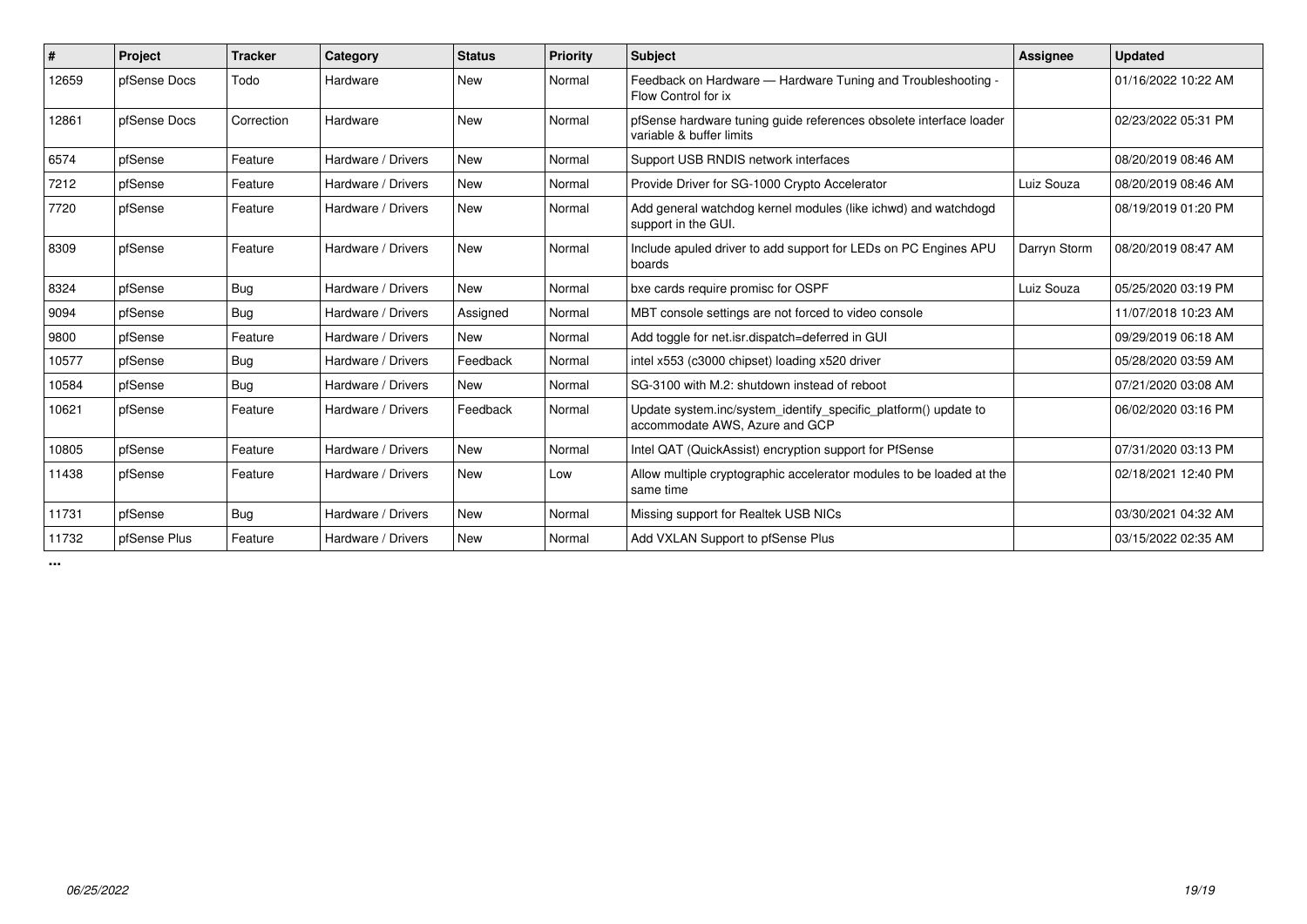| # | Project | Tracker | Category | Status | Priority | Subject | Assignee | Updated |
|---|---|---|---|---|---|---|---|---|
| 12659 | pfSense Docs | Todo | Hardware | New | Normal | Feedback on Hardware — Hardware Tuning and Troubleshooting - Flow Control for ix | | 01/16/2022 10:22 AM |
| 12861 | pfSense Docs | Correction | Hardware | New | Normal | pfSense hardware tuning guide references obsolete interface loader variable & buffer limits | | 02/23/2022 05:31 PM |
| 6574 | pfSense | Feature | Hardware / Drivers | New | Normal | Support USB RNDIS network interfaces | | 08/20/2019 08:46 AM |
| 7212 | pfSense | Feature | Hardware / Drivers | New | Normal | Provide Driver for SG-1000 Crypto Accelerator | Luiz Souza | 08/20/2019 08:46 AM |
| 7720 | pfSense | Feature | Hardware / Drivers | New | Normal | Add general watchdog kernel modules (like ichwd) and watchdogd support in the GUI. | | 08/19/2019 01:20 PM |
| 8309 | pfSense | Feature | Hardware / Drivers | New | Normal | Include apuled driver to add support for LEDs on PC Engines APU boards | Darryn Storm | 08/20/2019 08:47 AM |
| 8324 | pfSense | Bug | Hardware / Drivers | New | Normal | bxe cards require promisc for OSPF | Luiz Souza | 05/25/2020 03:19 PM |
| 9094 | pfSense | Bug | Hardware / Drivers | Assigned | Normal | MBT console settings are not forced to video console | | 11/07/2018 10:23 AM |
| 9800 | pfSense | Feature | Hardware / Drivers | New | Normal | Add toggle for net.isr.dispatch=deferred in GUI | | 09/29/2019 06:18 AM |
| 10577 | pfSense | Bug | Hardware / Drivers | Feedback | Normal | intel x553 (c3000 chipset) loading x520 driver | | 05/28/2020 03:59 AM |
| 10584 | pfSense | Bug | Hardware / Drivers | New | Normal | SG-3100 with M.2: shutdown instead of reboot | | 07/21/2020 03:08 AM |
| 10621 | pfSense | Feature | Hardware / Drivers | Feedback | Normal | Update system.inc/system_identify_specific_platform() update to accommodate AWS, Azure and GCP | | 06/02/2020 03:16 PM |
| 10805 | pfSense | Feature | Hardware / Drivers | New | Normal | Intel QAT (QuickAssist) encryption support for PfSense | | 07/31/2020 03:13 PM |
| 11438 | pfSense | Feature | Hardware / Drivers | New | Low | Allow multiple cryptographic accelerator modules to be loaded at the same time | | 02/18/2021 12:40 PM |
| 11731 | pfSense | Bug | Hardware / Drivers | New | Normal | Missing support for Realtek USB NICs | | 03/30/2021 04:32 AM |
| 11732 | pfSense Plus | Feature | Hardware / Drivers | New | Normal | Add VXLAN Support to pfSense Plus | | 03/15/2022 02:35 AM |

...